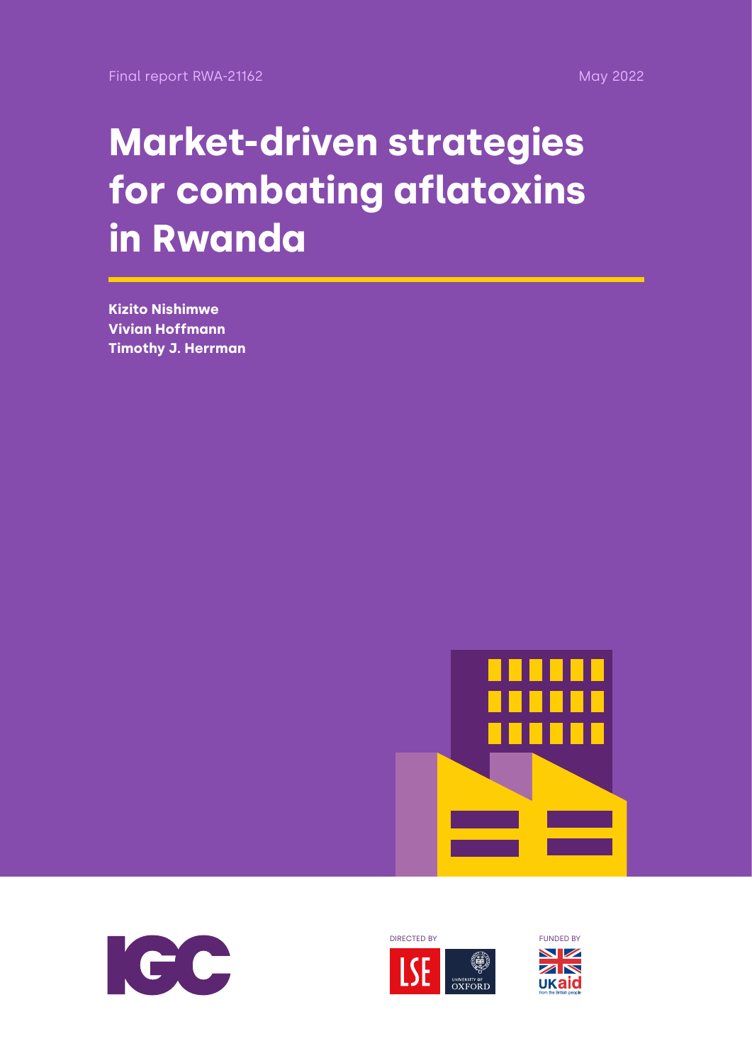Final report RWA-21162

May 2022

# Market-driven strategies for combating aflatoxins in Rwanda

**Kizito Nishimwe**
**Vivian Hoffmann**
**Timothy J. Herrman**

DIRECTED BY

FUNDED BY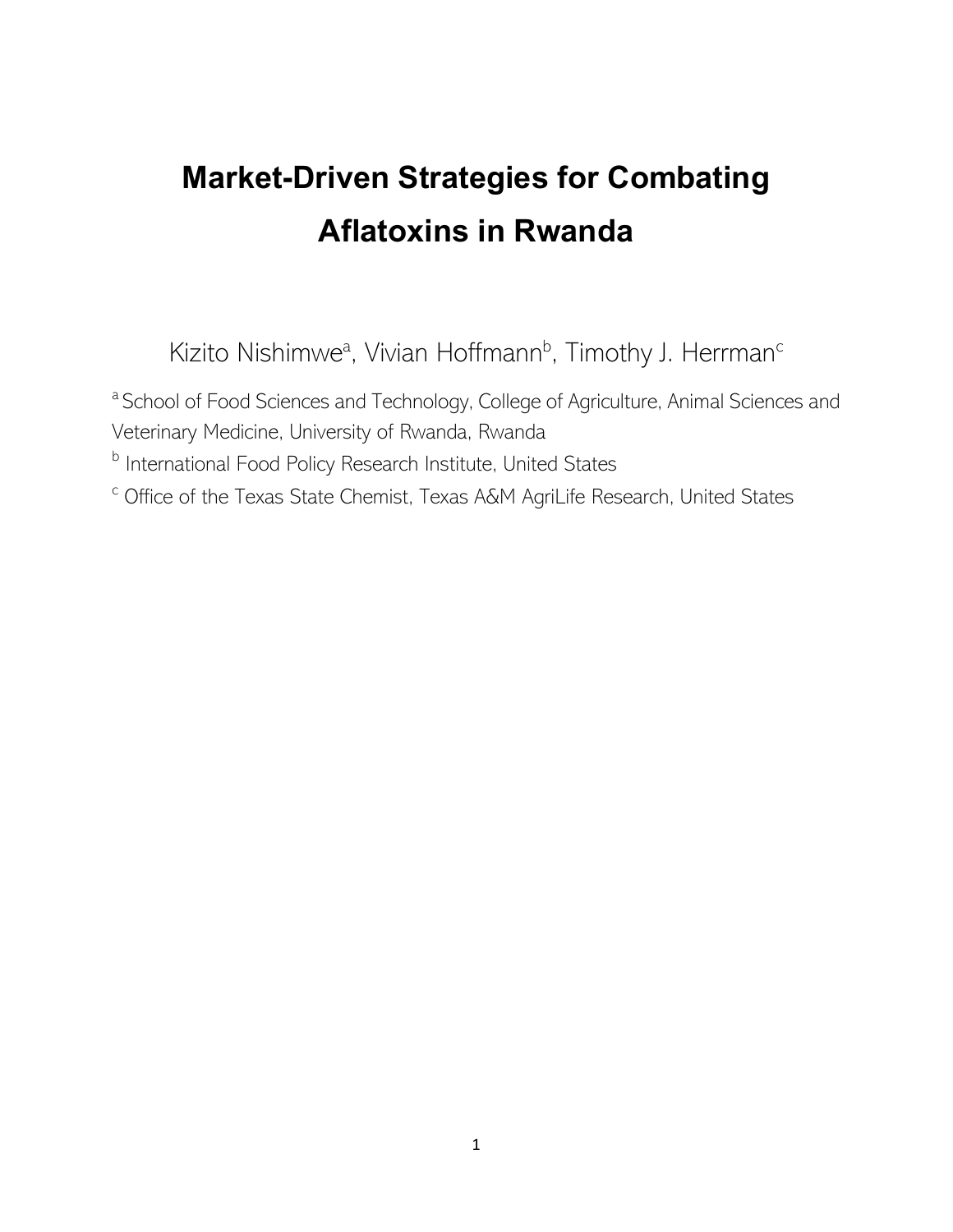# Market-Driven Strategies for Combating Aflatoxins in Rwanda

Kizito Nishimwe[a], Vivian Hoffmann[b], Timothy J. Herrman[c]

[a] School of Food Sciences and Technology, College of Agriculture, Animal Sciences and Veterinary Medicine, University of Rwanda, Rwanda

[b] International Food Policy Research Institute, United States

[c] Office of the Texas State Chemist, Texas A&M AgriLife Research, United States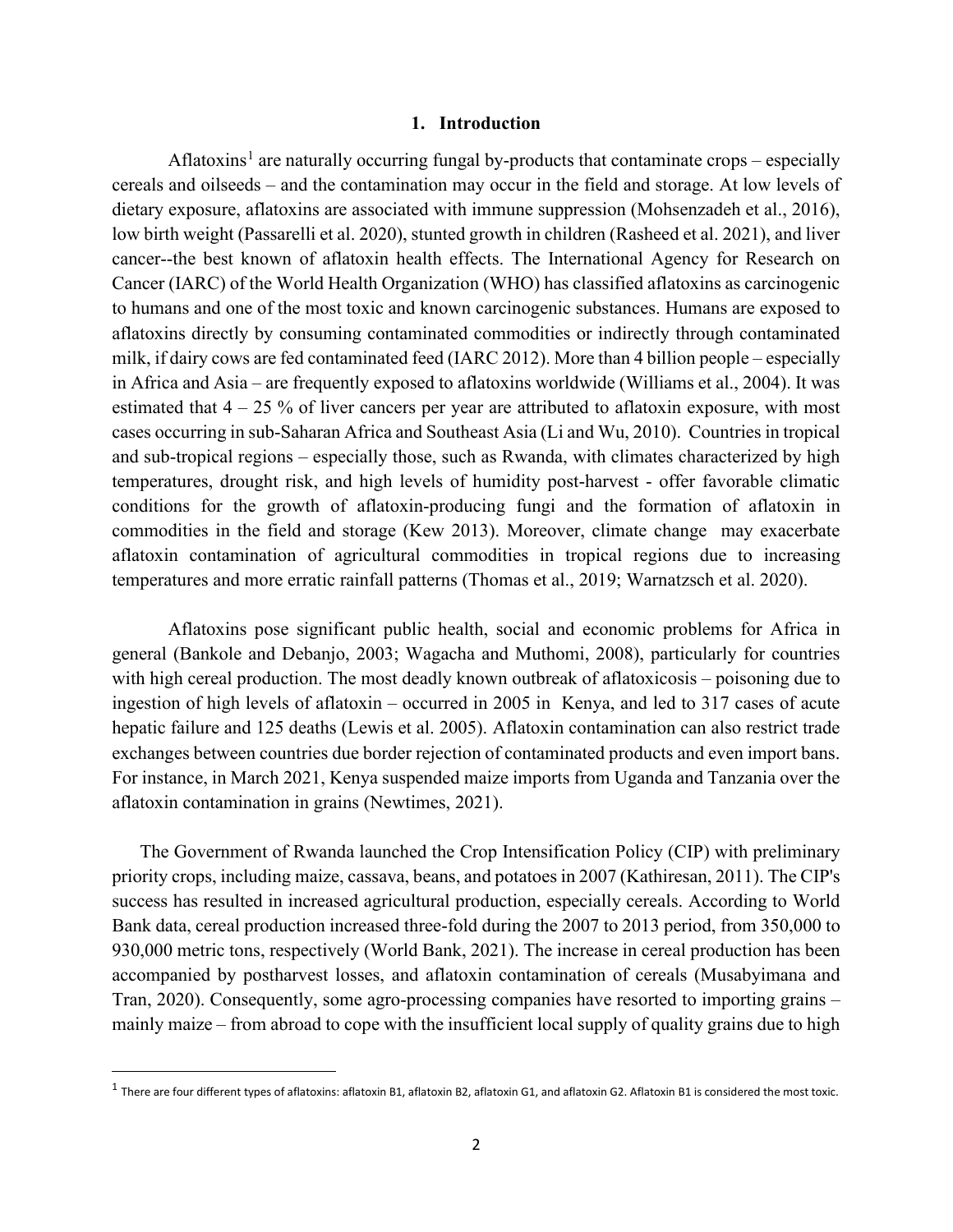## 1. Introduction

Aflatoxins[1] are naturally occurring fungal by-products that contaminate crops – especially cereals and oilseeds – and the contamination may occur in the field and storage. At low levels of dietary exposure, aflatoxins are associated with immune suppression (Mohsenzadeh et al., 2016), low birth weight (Passarelli et al. 2020), stunted growth in children (Rasheed et al. 2021), and liver cancer--the best known of aflatoxin health effects. The International Agency for Research on Cancer (IARC) of the World Health Organization (WHO) has classified aflatoxins as carcinogenic to humans and one of the most toxic and known carcinogenic substances. Humans are exposed to aflatoxins directly by consuming contaminated commodities or indirectly through contaminated milk, if dairy cows are fed contaminated feed (IARC 2012). More than 4 billion people – especially in Africa and Asia – are frequently exposed to aflatoxins worldwide (Williams et al., 2004). It was estimated that 4 – 25 % of liver cancers per year are attributed to aflatoxin exposure, with most cases occurring in sub-Saharan Africa and Southeast Asia (Li and Wu, 2010). Countries in tropical and sub-tropical regions – especially those, such as Rwanda, with climates characterized by high temperatures, drought risk, and high levels of humidity post-harvest - offer favorable climatic conditions for the growth of aflatoxin-producing fungi and the formation of aflatoxin in commodities in the field and storage (Kew 2013). Moreover, climate change may exacerbate aflatoxin contamination of agricultural commodities in tropical regions due to increasing temperatures and more erratic rainfall patterns (Thomas et al., 2019; Warnatzsch et al. 2020).

Aflatoxins pose significant public health, social and economic problems for Africa in general (Bankole and Debanjo, 2003; Wagacha and Muthomi, 2008), particularly for countries with high cereal production. The most deadly known outbreak of aflatoxicosis – poisoning due to ingestion of high levels of aflatoxin – occurred in 2005 in Kenya, and led to 317 cases of acute hepatic failure and 125 deaths (Lewis et al. 2005). Aflatoxin contamination can also restrict trade exchanges between countries due border rejection of contaminated products and even import bans. For instance, in March 2021, Kenya suspended maize imports from Uganda and Tanzania over the aflatoxin contamination in grains (Newtimes, 2021).

The Government of Rwanda launched the Crop Intensification Policy (CIP) with preliminary priority crops, including maize, cassava, beans, and potatoes in 2007 (Kathiresan, 2011). The CIP's success has resulted in increased agricultural production, especially cereals. According to World Bank data, cereal production increased three-fold during the 2007 to 2013 period, from 350,000 to 930,000 metric tons, respectively (World Bank, 2021). The increase in cereal production has been accompanied by postharvest losses, and aflatoxin contamination of cereals (Musabyimana and Tran, 2020). Consequently, some agro-processing companies have resorted to importing grains – mainly maize – from abroad to cope with the insufficient local supply of quality grains due to high

[1] There are four different types of aflatoxins: aflatoxin B1, aflatoxin B2, aflatoxin G1, and aflatoxin G2. Aflatoxin B1 is considered the most toxic.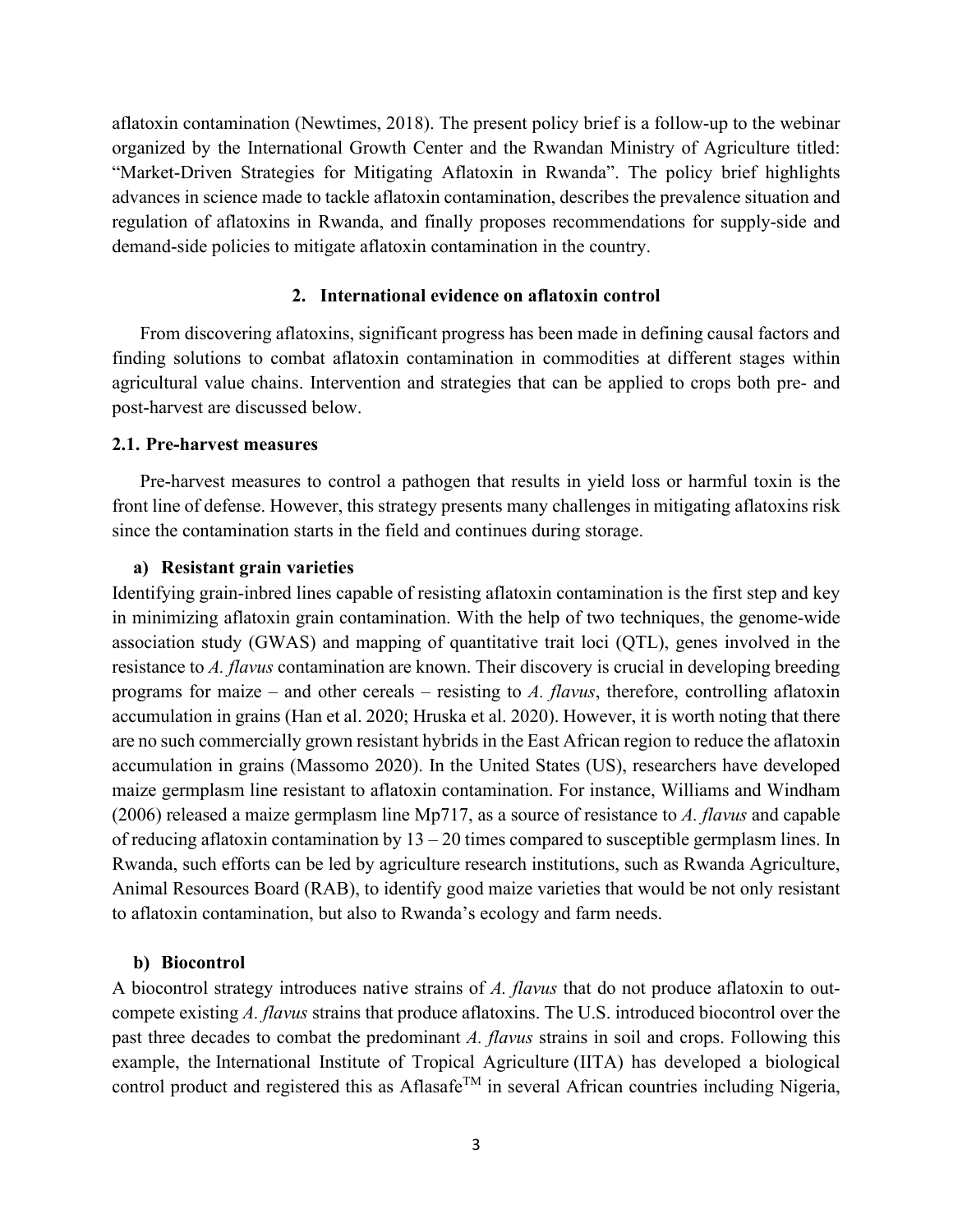aflatoxin contamination (Newtimes, 2018). The present policy brief is a follow-up to the webinar organized by the International Growth Center and the Rwandan Ministry of Agriculture titled: "Market-Driven Strategies for Mitigating Aflatoxin in Rwanda". The policy brief highlights advances in science made to tackle aflatoxin contamination, describes the prevalence situation and regulation of aflatoxins in Rwanda, and finally proposes recommendations for supply-side and demand-side policies to mitigate aflatoxin contamination in the country.

## 2. International evidence on aflatoxin control

From discovering aflatoxins, significant progress has been made in defining causal factors and finding solutions to combat aflatoxin contamination in commodities at different stages within agricultural value chains. Intervention and strategies that can be applied to crops both pre- and post-harvest are discussed below.

### 2.1. Pre-harvest measures

Pre-harvest measures to control a pathogen that results in yield loss or harmful toxin is the front line of defense. However, this strategy presents many challenges in mitigating aflatoxins risk since the contamination starts in the field and continues during storage.

#### a) Resistant grain varieties

Identifying grain-inbred lines capable of resisting aflatoxin contamination is the first step and key in minimizing aflatoxin grain contamination. With the help of two techniques, the genome-wide association study (GWAS) and mapping of quantitative trait loci (QTL), genes involved in the resistance to *A. flavus* contamination are known. Their discovery is crucial in developing breeding programs for maize – and other cereals – resisting to *A. flavus*, therefore, controlling aflatoxin accumulation in grains (Han et al. 2020; Hruska et al. 2020). However, it is worth noting that there are no such commercially grown resistant hybrids in the East African region to reduce the aflatoxin accumulation in grains (Massomo 2020). In the United States (US), researchers have developed maize germplasm line resistant to aflatoxin contamination. For instance, Williams and Windham (2006) released a maize germplasm line Mp717, as a source of resistance to *A. flavus* and capable of reducing aflatoxin contamination by 13 – 20 times compared to susceptible germplasm lines. In Rwanda, such efforts can be led by agriculture research institutions, such as Rwanda Agriculture, Animal Resources Board (RAB), to identify good maize varieties that would be not only resistant to aflatoxin contamination, but also to Rwanda's ecology and farm needs.

#### b) Biocontrol

A biocontrol strategy introduces native strains of *A. flavus* that do not produce aflatoxin to out-compete existing *A. flavus* strains that produce aflatoxins. The U.S. introduced biocontrol over the past three decades to combat the predominant *A. flavus* strains in soil and crops. Following this example, the International Institute of Tropical Agriculture (IITA) has developed a biological control product and registered this as Aflasafe™ in several African countries including Nigeria,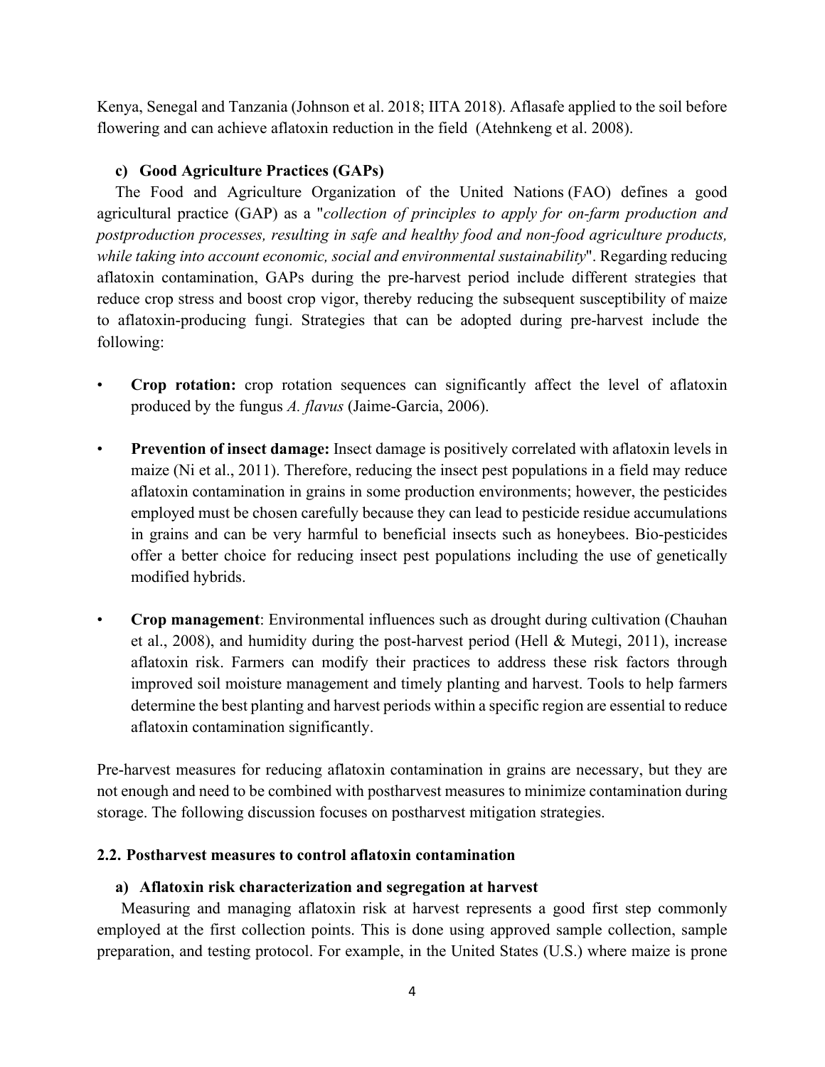Kenya, Senegal and Tanzania (Johnson et al. 2018; IITA 2018). Aflasafe applied to the soil before flowering and can achieve aflatoxin reduction in the field (Atehnkeng et al. 2008).

#### c) Good Agriculture Practices (GAPs)

The Food and Agriculture Organization of the United Nations (FAO) defines a good agricultural practice (GAP) as a "*collection of principles to apply for on-farm production and postproduction processes, resulting in safe and healthy food and non-food agriculture products, while taking into account economic, social and environmental sustainability*". Regarding reducing aflatoxin contamination, GAPs during the pre-harvest period include different strategies that reduce crop stress and boost crop vigor, thereby reducing the subsequent susceptibility of maize to aflatoxin-producing fungi. Strategies that can be adopted during pre-harvest include the following:

- **Crop rotation:** crop rotation sequences can significantly affect the level of aflatoxin produced by the fungus *A. flavus* (Jaime-Garcia, 2006).
- **Prevention of insect damage:** Insect damage is positively correlated with aflatoxin levels in maize (Ni et al., 2011). Therefore, reducing the insect pest populations in a field may reduce aflatoxin contamination in grains in some production environments; however, the pesticides employed must be chosen carefully because they can lead to pesticide residue accumulations in grains and can be very harmful to beneficial insects such as honeybees. Bio-pesticides offer a better choice for reducing insect pest populations including the use of genetically modified hybrids.
- **Crop management**: Environmental influences such as drought during cultivation (Chauhan et al., 2008), and humidity during the post-harvest period (Hell & Mutegi, 2011), increase aflatoxin risk. Farmers can modify their practices to address these risk factors through improved soil moisture management and timely planting and harvest. Tools to help farmers determine the best planting and harvest periods within a specific region are essential to reduce aflatoxin contamination significantly.

Pre-harvest measures for reducing aflatoxin contamination in grains are necessary, but they are not enough and need to be combined with postharvest measures to minimize contamination during storage. The following discussion focuses on postharvest mitigation strategies.

### 2.2. Postharvest measures to control aflatoxin contamination

#### a) Aflatoxin risk characterization and segregation at harvest

Measuring and managing aflatoxin risk at harvest represents a good first step commonly employed at the first collection points. This is done using approved sample collection, sample preparation, and testing protocol. For example, in the United States (U.S.) where maize is prone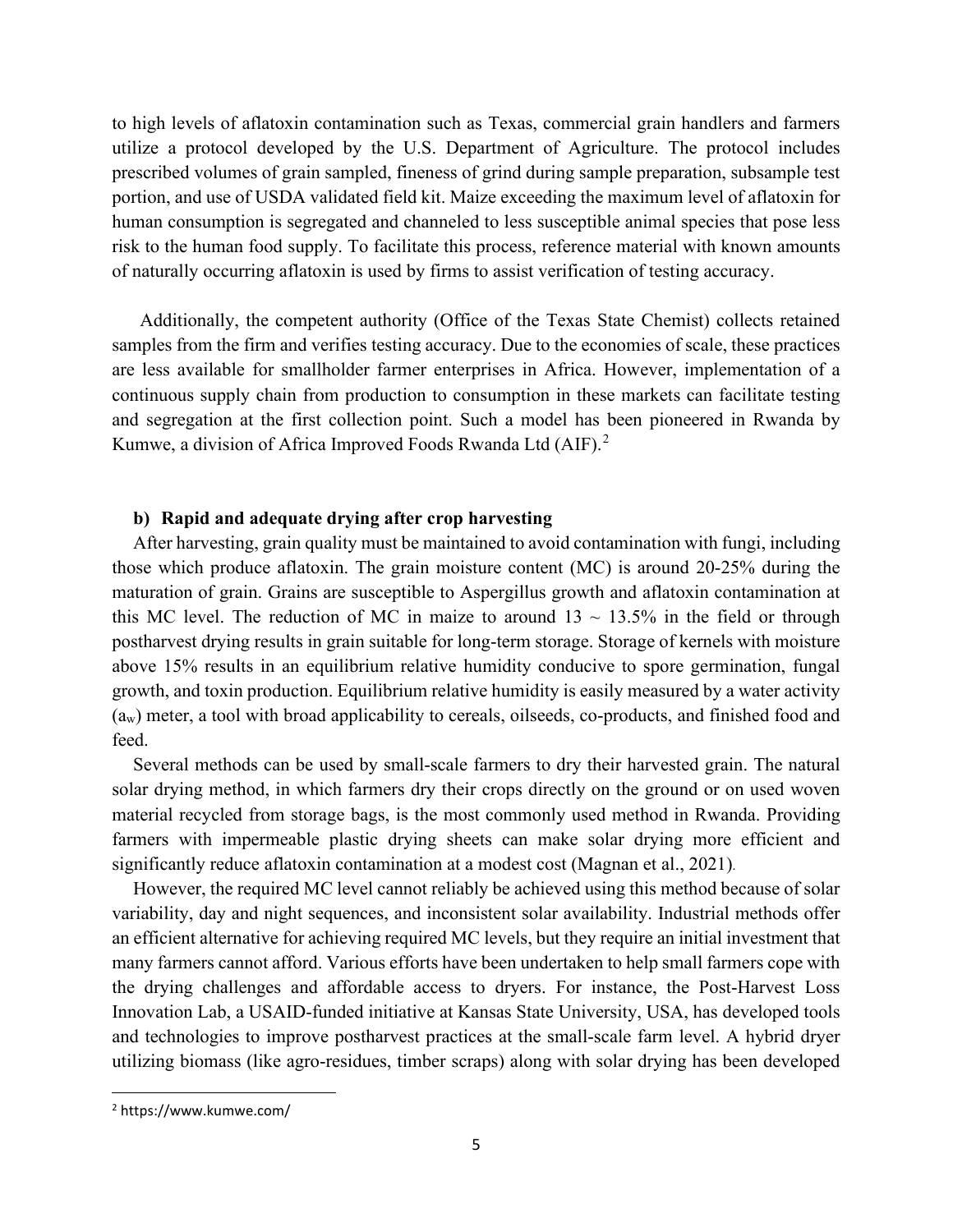to high levels of aflatoxin contamination such as Texas, commercial grain handlers and farmers utilize a protocol developed by the U.S. Department of Agriculture. The protocol includes prescribed volumes of grain sampled, fineness of grind during sample preparation, subsample test portion, and use of USDA validated field kit. Maize exceeding the maximum level of aflatoxin for human consumption is segregated and channeled to less susceptible animal species that pose less risk to the human food supply. To facilitate this process, reference material with known amounts of naturally occurring aflatoxin is used by firms to assist verification of testing accuracy.

Additionally, the competent authority (Office of the Texas State Chemist) collects retained samples from the firm and verifies testing accuracy. Due to the economies of scale, these practices are less available for smallholder farmer enterprises in Africa. However, implementation of a continuous supply chain from production to consumption in these markets can facilitate testing and segregation at the first collection point. Such a model has been pioneered in Rwanda by Kumwe, a division of Africa Improved Foods Rwanda Ltd (AIF).[2]

**b) Rapid and adequate drying after crop harvesting**

After harvesting, grain quality must be maintained to avoid contamination with fungi, including those which produce aflatoxin. The grain moisture content (MC) is around 20-25% during the maturation of grain. Grains are susceptible to Aspergillus growth and aflatoxin contamination at this MC level. The reduction of MC in maize to around 13 ~ 13.5% in the field or through postharvest drying results in grain suitable for long-term storage. Storage of kernels with moisture above 15% results in an equilibrium relative humidity conducive to spore germination, fungal growth, and toxin production. Equilibrium relative humidity is easily measured by a water activity ($a_w$) meter, a tool with broad applicability to cereals, oilseeds, co-products, and finished food and feed.

Several methods can be used by small-scale farmers to dry their harvested grain. The natural solar drying method, in which farmers dry their crops directly on the ground or on used woven material recycled from storage bags, is the most commonly used method in Rwanda. Providing farmers with impermeable plastic drying sheets can make solar drying more efficient and significantly reduce aflatoxin contamination at a modest cost (Magnan et al., 2021).

However, the required MC level cannot reliably be achieved using this method because of solar variability, day and night sequences, and inconsistent solar availability. Industrial methods offer an efficient alternative for achieving required MC levels, but they require an initial investment that many farmers cannot afford. Various efforts have been undertaken to help small farmers cope with the drying challenges and affordable access to dryers. For instance, the Post-Harvest Loss Innovation Lab, a USAID-funded initiative at Kansas State University, USA, has developed tools and technologies to improve postharvest practices at the small-scale farm level. A hybrid dryer utilizing biomass (like agro-residues, timber scraps) along with solar drying has been developed

[2] https://www.kumwe.com/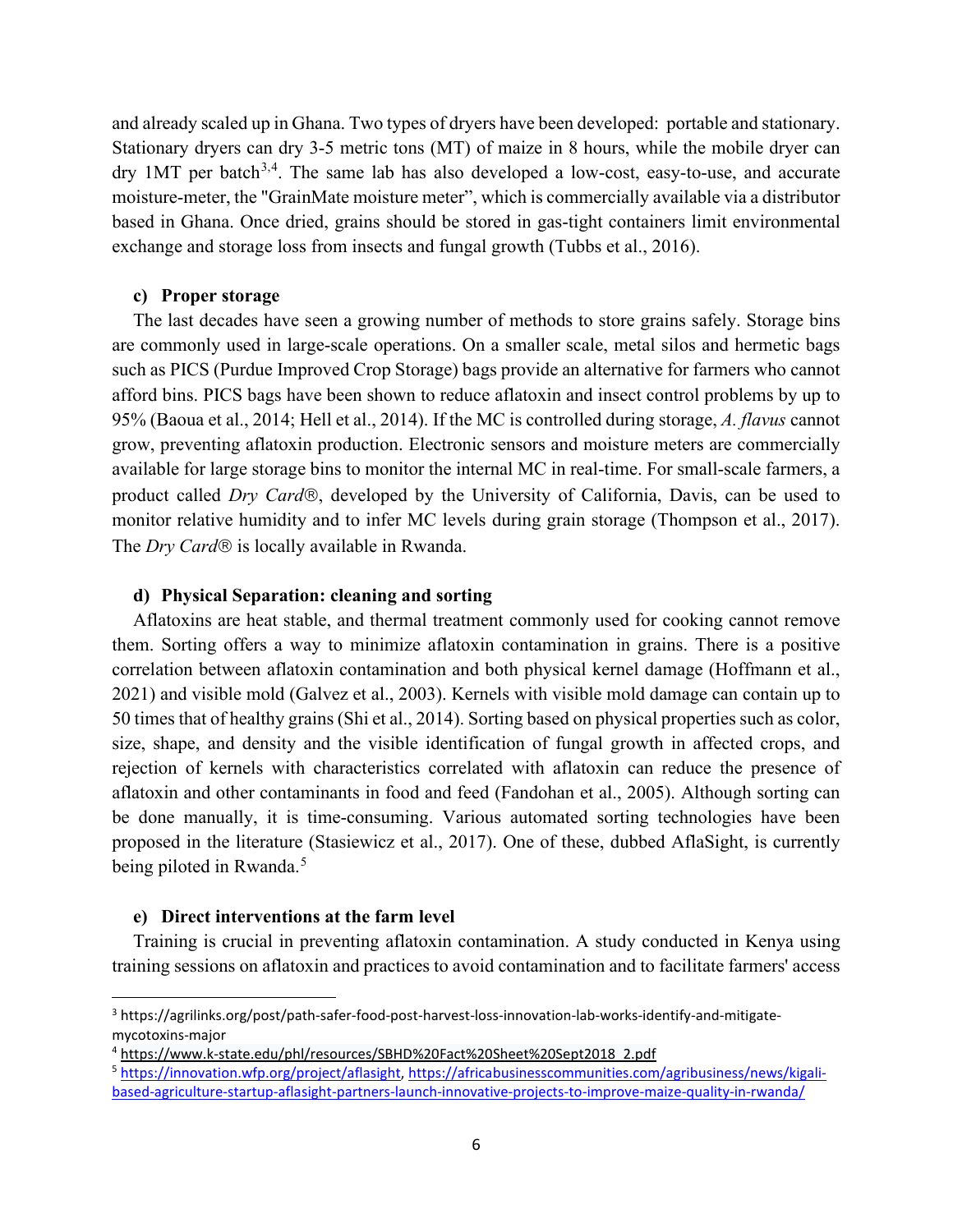and already scaled up in Ghana. Two types of dryers have been developed: portable and stationary. Stationary dryers can dry 3-5 metric tons (MT) of maize in 8 hours, while the mobile dryer can dry 1MT per batch[3,4]. The same lab has also developed a low-cost, easy-to-use, and accurate moisture-meter, the "GrainMate moisture meter", which is commercially available via a distributor based in Ghana. Once dried, grains should be stored in gas-tight containers limit environmental exchange and storage loss from insects and fungal growth (Tubbs et al., 2016).

#### c) Proper storage

The last decades have seen a growing number of methods to store grains safely. Storage bins are commonly used in large-scale operations. On a smaller scale, metal silos and hermetic bags such as PICS (Purdue Improved Crop Storage) bags provide an alternative for farmers who cannot afford bins. PICS bags have been shown to reduce aflatoxin and insect control problems by up to 95% (Baoua et al., 2014; Hell et al., 2014). If the MC is controlled during storage, *A. flavus* cannot grow, preventing aflatoxin production. Electronic sensors and moisture meters are commercially available for large storage bins to monitor the internal MC in real-time. For small-scale farmers, a product called *Dry Card*®, developed by the University of California, Davis, can be used to monitor relative humidity and to infer MC levels during grain storage (Thompson et al., 2017). The *Dry Card*® is locally available in Rwanda.

#### d) Physical Separation: cleaning and sorting

Aflatoxins are heat stable, and thermal treatment commonly used for cooking cannot remove them. Sorting offers a way to minimize aflatoxin contamination in grains. There is a positive correlation between aflatoxin contamination and both physical kernel damage (Hoffmann et al., 2021) and visible mold (Galvez et al., 2003). Kernels with visible mold damage can contain up to 50 times that of healthy grains (Shi et al., 2014). Sorting based on physical properties such as color, size, shape, and density and the visible identification of fungal growth in affected crops, and rejection of kernels with characteristics correlated with aflatoxin can reduce the presence of aflatoxin and other contaminants in food and feed (Fandohan et al., 2005). Although sorting can be done manually, it is time-consuming. Various automated sorting technologies have been proposed in the literature (Stasiewicz et al., 2017). One of these, dubbed AflaSight, is currently being piloted in Rwanda.[5]

#### e) Direct interventions at the farm level

Training is crucial in preventing aflatoxin contamination. A study conducted in Kenya using training sessions on aflatoxin and practices to avoid contamination and to facilitate farmers' access

---

[3] https://agrilinks.org/post/path-safer-food-post-harvest-loss-innovation-lab-works-identify-and-mitigate-mycotoxins-major

[4] https://www.k-state.edu/phl/resources/SBHD%20Fact%20Sheet%20Sept2018_2.pdf

[5] https://innovation.wfp.org/project/aflasight, https://africabusinesscommunities.com/agribusiness/news/kigali-based-agriculture-startup-aflasight-partners-launch-innovative-projects-to-improve-maize-quality-in-rwanda/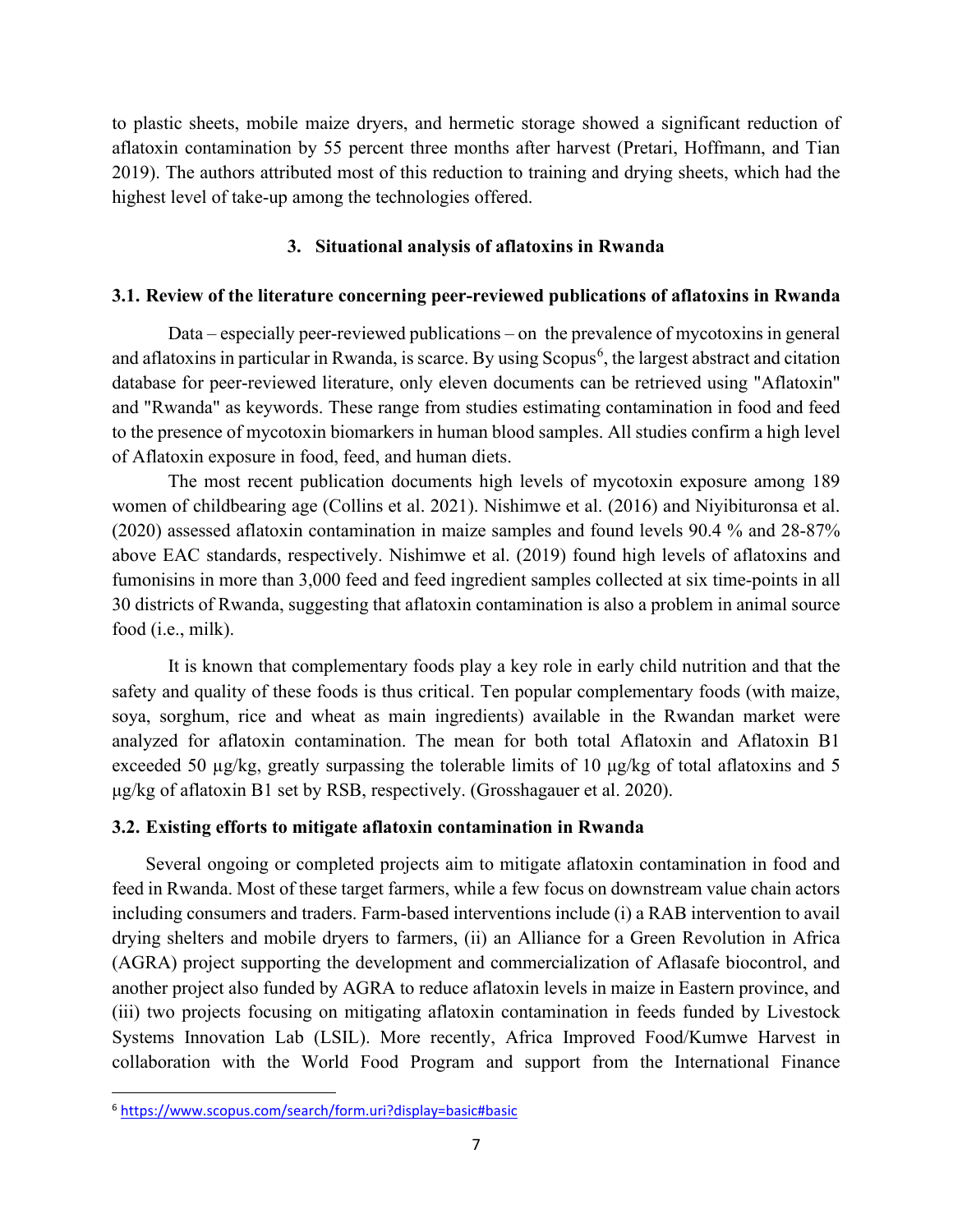to plastic sheets, mobile maize dryers, and hermetic storage showed a significant reduction of aflatoxin contamination by 55 percent three months after harvest (Pretari, Hoffmann, and Tian 2019). The authors attributed most of this reduction to training and drying sheets, which had the highest level of take-up among the technologies offered.

## 3. Situational analysis of aflatoxins in Rwanda

### 3.1. Review of the literature concerning peer-reviewed publications of aflatoxins in Rwanda

Data – especially peer-reviewed publications – on the prevalence of mycotoxins in general and aflatoxins in particular in Rwanda, is scarce. By using Scopus[6], the largest abstract and citation database for peer-reviewed literature, only eleven documents can be retrieved using "Aflatoxin" and "Rwanda" as keywords. These range from studies estimating contamination in food and feed to the presence of mycotoxin biomarkers in human blood samples. All studies confirm a high level of Aflatoxin exposure in food, feed, and human diets.

The most recent publication documents high levels of mycotoxin exposure among 189 women of childbearing age (Collins et al. 2021). Nishimwe et al. (2016) and Niyibituronsa et al. (2020) assessed aflatoxin contamination in maize samples and found levels 90.4 % and 28-87% above EAC standards, respectively. Nishimwe et al. (2019) found high levels of aflatoxins and fumonisins in more than 3,000 feed and feed ingredient samples collected at six time-points in all 30 districts of Rwanda, suggesting that aflatoxin contamination is also a problem in animal source food (i.e., milk).

It is known that complementary foods play a key role in early child nutrition and that the safety and quality of these foods is thus critical. Ten popular complementary foods (with maize, soya, sorghum, rice and wheat as main ingredients) available in the Rwandan market were analyzed for aflatoxin contamination. The mean for both total Aflatoxin and Aflatoxin B1 exceeded 50 μg/kg, greatly surpassing the tolerable limits of 10 μg/kg of total aflatoxins and 5 μg/kg of aflatoxin B1 set by RSB, respectively. (Grosshagauer et al. 2020).

### 3.2. Existing efforts to mitigate aflatoxin contamination in Rwanda

Several ongoing or completed projects aim to mitigate aflatoxin contamination in food and feed in Rwanda. Most of these target farmers, while a few focus on downstream value chain actors including consumers and traders. Farm-based interventions include (i) a RAB intervention to avail drying shelters and mobile dryers to farmers, (ii) an Alliance for a Green Revolution in Africa (AGRA) project supporting the development and commercialization of Aflasafe biocontrol, and another project also funded by AGRA to reduce aflatoxin levels in maize in Eastern province, and (iii) two projects focusing on mitigating aflatoxin contamination in feeds funded by Livestock Systems Innovation Lab (LSIL). More recently, Africa Improved Food/Kumwe Harvest in collaboration with the World Food Program and support from the International Finance

---

[6] https://www.scopus.com/search/form.uri?display=basic#basic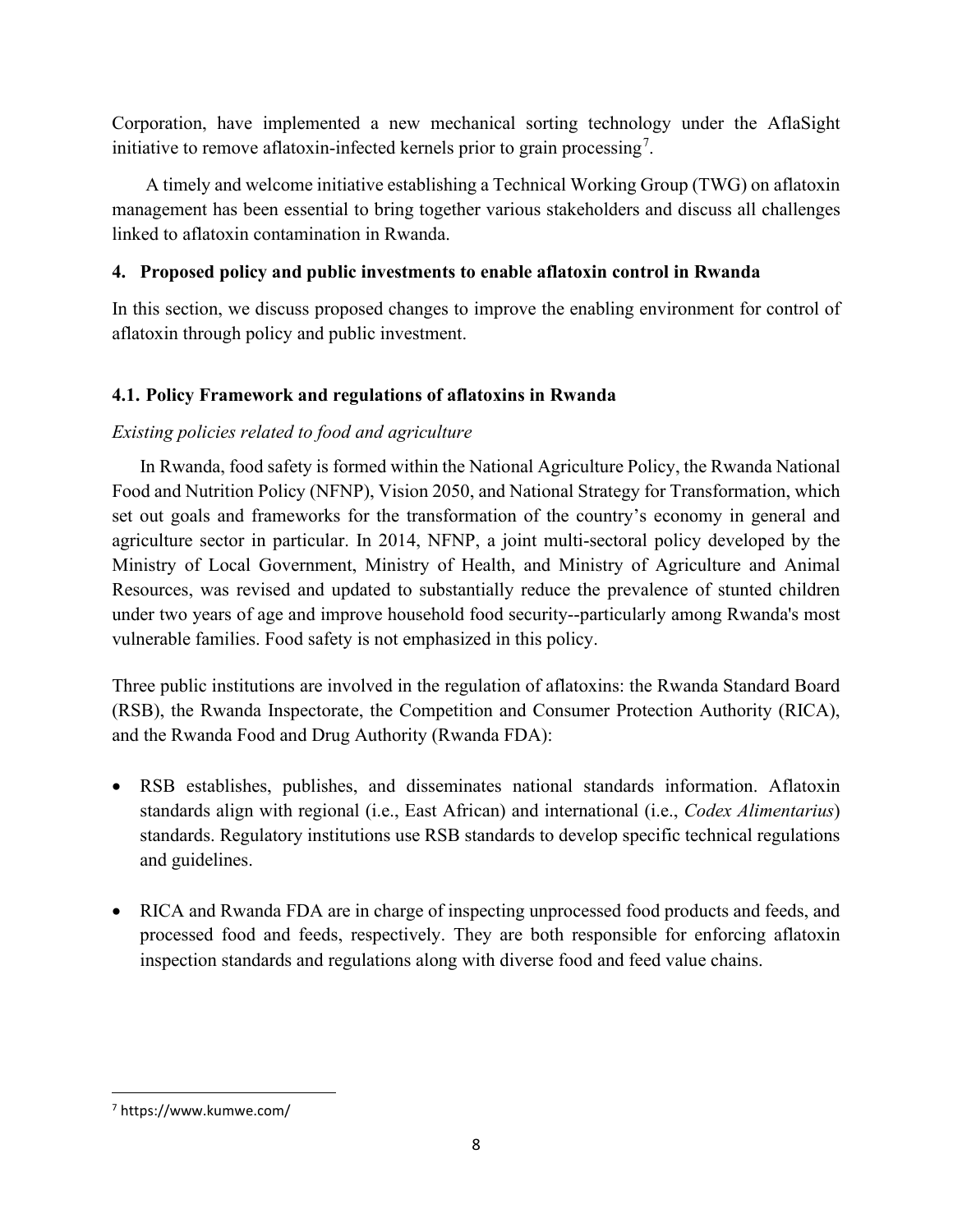Corporation, have implemented a new mechanical sorting technology under the AflaSight initiative to remove aflatoxin-infected kernels prior to grain processing[7].

A timely and welcome initiative establishing a Technical Working Group (TWG) on aflatoxin management has been essential to bring together various stakeholders and discuss all challenges linked to aflatoxin contamination in Rwanda.

## 4. Proposed policy and public investments to enable aflatoxin control in Rwanda

In this section, we discuss proposed changes to improve the enabling environment for control of aflatoxin through policy and public investment.

### 4.1. Policy Framework and regulations of aflatoxins in Rwanda

*Existing policies related to food and agriculture*

In Rwanda, food safety is formed within the National Agriculture Policy, the Rwanda National Food and Nutrition Policy (NFNP), Vision 2050, and National Strategy for Transformation, which set out goals and frameworks for the transformation of the country's economy in general and agriculture sector in particular. In 2014, NFNP, a joint multi-sectoral policy developed by the Ministry of Local Government, Ministry of Health, and Ministry of Agriculture and Animal Resources, was revised and updated to substantially reduce the prevalence of stunted children under two years of age and improve household food security--particularly among Rwanda's most vulnerable families. Food safety is not emphasized in this policy.

Three public institutions are involved in the regulation of aflatoxins: the Rwanda Standard Board (RSB), the Rwanda Inspectorate, the Competition and Consumer Protection Authority (RICA), and the Rwanda Food and Drug Authority (Rwanda FDA):

- RSB establishes, publishes, and disseminates national standards information. Aflatoxin standards align with regional (i.e., East African) and international (i.e., *Codex Alimentarius*) standards. Regulatory institutions use RSB standards to develop specific technical regulations and guidelines.

- RICA and Rwanda FDA are in charge of inspecting unprocessed food products and feeds, and processed food and feeds, respectively. They are both responsible for enforcing aflatoxin inspection standards and regulations along with diverse food and feed value chains.

[7] https://www.kumwe.com/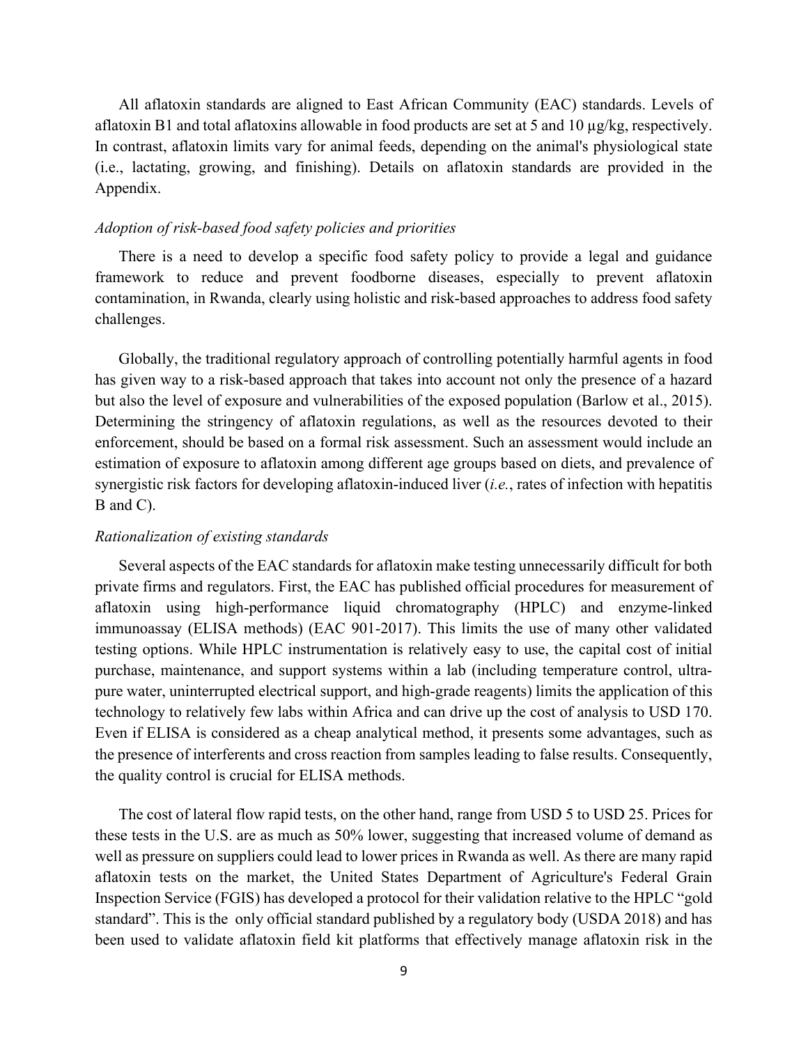All aflatoxin standards are aligned to East African Community (EAC) standards. Levels of aflatoxin B1 and total aflatoxins allowable in food products are set at 5 and 10 µg/kg, respectively. In contrast, aflatoxin limits vary for animal feeds, depending on the animal's physiological state (i.e., lactating, growing, and finishing). Details on aflatoxin standards are provided in the Appendix.

*Adoption of risk-based food safety policies and priorities*

There is a need to develop a specific food safety policy to provide a legal and guidance framework to reduce and prevent foodborne diseases, especially to prevent aflatoxin contamination, in Rwanda, clearly using holistic and risk-based approaches to address food safety challenges.

Globally, the traditional regulatory approach of controlling potentially harmful agents in food has given way to a risk-based approach that takes into account not only the presence of a hazard but also the level of exposure and vulnerabilities of the exposed population (Barlow et al., 2015). Determining the stringency of aflatoxin regulations, as well as the resources devoted to their enforcement, should be based on a formal risk assessment. Such an assessment would include an estimation of exposure to aflatoxin among different age groups based on diets, and prevalence of synergistic risk factors for developing aflatoxin-induced liver (*i.e.*, rates of infection with hepatitis B and C).

*Rationalization of existing standards*

Several aspects of the EAC standards for aflatoxin make testing unnecessarily difficult for both private firms and regulators. First, the EAC has published official procedures for measurement of aflatoxin using high-performance liquid chromatography (HPLC) and enzyme-linked immunoassay (ELISA methods) (EAC 901-2017). This limits the use of many other validated testing options. While HPLC instrumentation is relatively easy to use, the capital cost of initial purchase, maintenance, and support systems within a lab (including temperature control, ultra-pure water, uninterrupted electrical support, and high-grade reagents) limits the application of this technology to relatively few labs within Africa and can drive up the cost of analysis to USD 170. Even if ELISA is considered as a cheap analytical method, it presents some advantages, such as the presence of interferents and cross reaction from samples leading to false results. Consequently, the quality control is crucial for ELISA methods.

The cost of lateral flow rapid tests, on the other hand, range from USD 5 to USD 25. Prices for these tests in the U.S. are as much as 50% lower, suggesting that increased volume of demand as well as pressure on suppliers could lead to lower prices in Rwanda as well. As there are many rapid aflatoxin tests on the market, the United States Department of Agriculture's Federal Grain Inspection Service (FGIS) has developed a protocol for their validation relative to the HPLC "gold standard". This is the only official standard published by a regulatory body (USDA 2018) and has been used to validate aflatoxin field kit platforms that effectively manage aflatoxin risk in the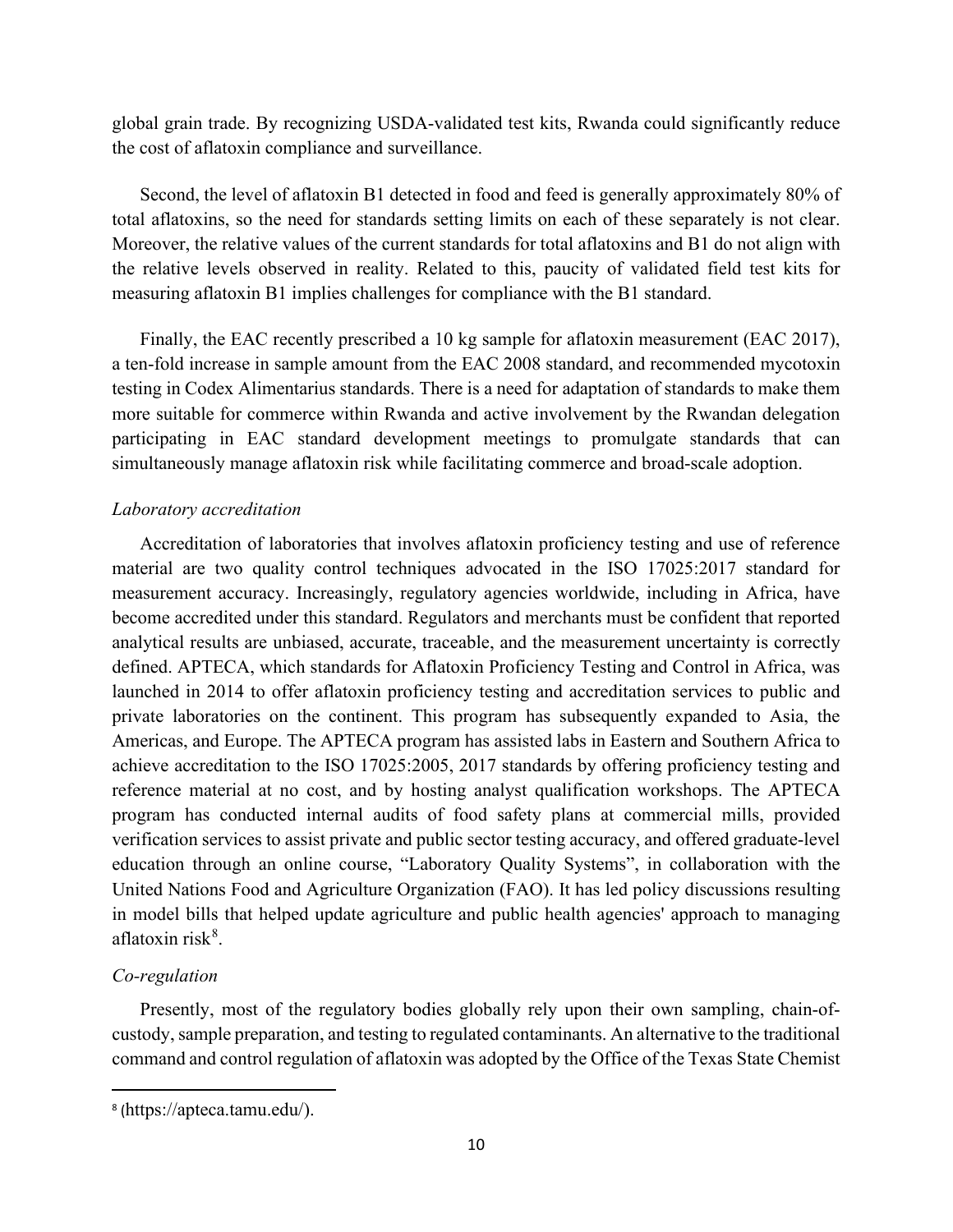global grain trade. By recognizing USDA-validated test kits, Rwanda could significantly reduce the cost of aflatoxin compliance and surveillance.

Second, the level of aflatoxin B1 detected in food and feed is generally approximately 80% of total aflatoxins, so the need for standards setting limits on each of these separately is not clear. Moreover, the relative values of the current standards for total aflatoxins and B1 do not align with the relative levels observed in reality. Related to this, paucity of validated field test kits for measuring aflatoxin B1 implies challenges for compliance with the B1 standard.

Finally, the EAC recently prescribed a 10 kg sample for aflatoxin measurement (EAC 2017), a ten-fold increase in sample amount from the EAC 2008 standard, and recommended mycotoxin testing in Codex Alimentarius standards. There is a need for adaptation of standards to make them more suitable for commerce within Rwanda and active involvement by the Rwandan delegation participating in EAC standard development meetings to promulgate standards that can simultaneously manage aflatoxin risk while facilitating commerce and broad-scale adoption.

*Laboratory accreditation*

Accreditation of laboratories that involves aflatoxin proficiency testing and use of reference material are two quality control techniques advocated in the ISO 17025:2017 standard for measurement accuracy. Increasingly, regulatory agencies worldwide, including in Africa, have become accredited under this standard. Regulators and merchants must be confident that reported analytical results are unbiased, accurate, traceable, and the measurement uncertainty is correctly defined. APTECA, which standards for Aflatoxin Proficiency Testing and Control in Africa, was launched in 2014 to offer aflatoxin proficiency testing and accreditation services to public and private laboratories on the continent. This program has subsequently expanded to Asia, the Americas, and Europe. The APTECA program has assisted labs in Eastern and Southern Africa to achieve accreditation to the ISO 17025:2005, 2017 standards by offering proficiency testing and reference material at no cost, and by hosting analyst qualification workshops. The APTECA program has conducted internal audits of food safety plans at commercial mills, provided verification services to assist private and public sector testing accuracy, and offered graduate-level education through an online course, "Laboratory Quality Systems", in collaboration with the United Nations Food and Agriculture Organization (FAO). It has led policy discussions resulting in model bills that helped update agriculture and public health agencies' approach to managing aflatoxin risk[8].

*Co-regulation*

Presently, most of the regulatory bodies globally rely upon their own sampling, chain-of-custody, sample preparation, and testing to regulated contaminants. An alternative to the traditional command and control regulation of aflatoxin was adopted by the Office of the Texas State Chemist

[8] (https://apteca.tamu.edu/).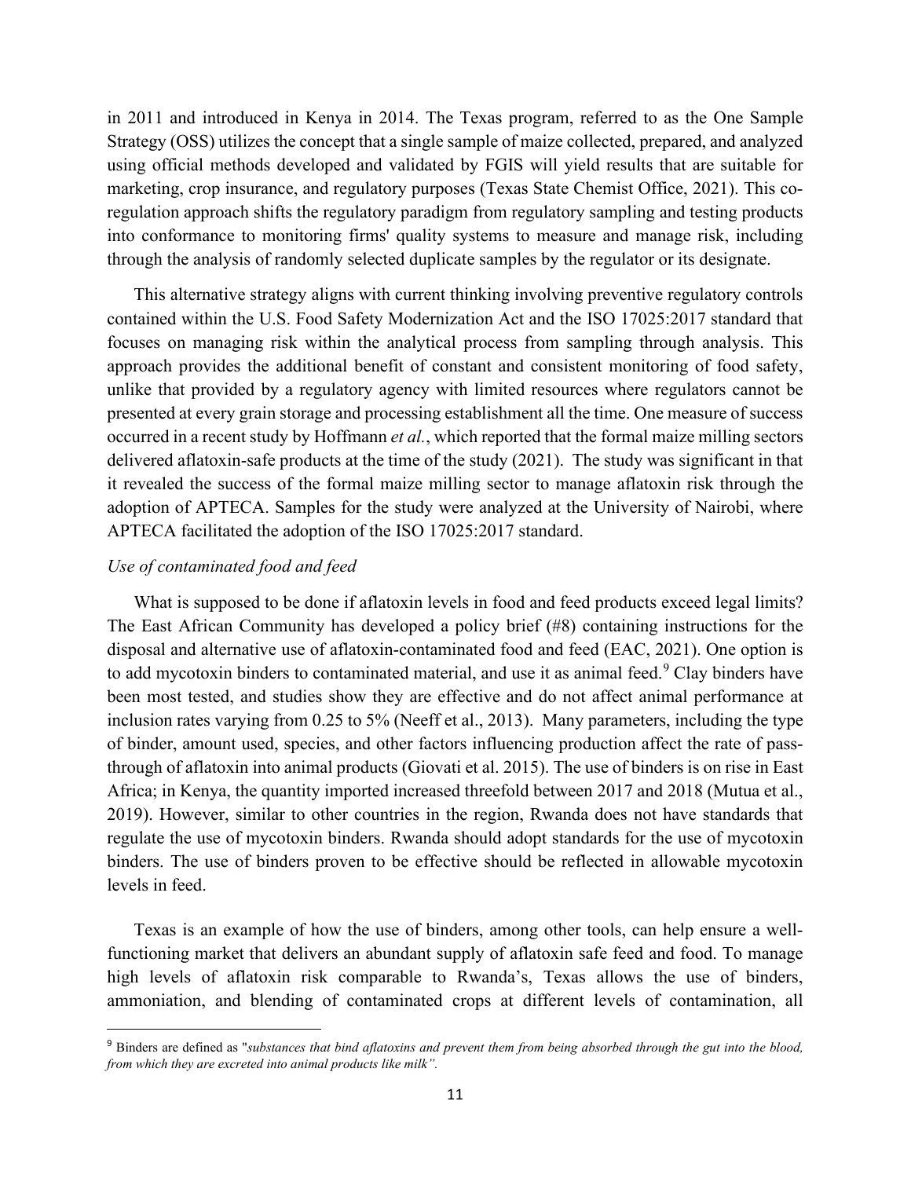in 2011 and introduced in Kenya in 2014. The Texas program, referred to as the One Sample Strategy (OSS) utilizes the concept that a single sample of maize collected, prepared, and analyzed using official methods developed and validated by FGIS will yield results that are suitable for marketing, crop insurance, and regulatory purposes (Texas State Chemist Office, 2021). This co-regulation approach shifts the regulatory paradigm from regulatory sampling and testing products into conformance to monitoring firms' quality systems to measure and manage risk, including through the analysis of randomly selected duplicate samples by the regulator or its designate.

This alternative strategy aligns with current thinking involving preventive regulatory controls contained within the U.S. Food Safety Modernization Act and the ISO 17025:2017 standard that focuses on managing risk within the analytical process from sampling through analysis. This approach provides the additional benefit of constant and consistent monitoring of food safety, unlike that provided by a regulatory agency with limited resources where regulators cannot be presented at every grain storage and processing establishment all the time. One measure of success occurred in a recent study by Hoffmann *et al.*, which reported that the formal maize milling sectors delivered aflatoxin-safe products at the time of the study (2021). The study was significant in that it revealed the success of the formal maize milling sector to manage aflatoxin risk through the adoption of APTECA. Samples for the study were analyzed at the University of Nairobi, where APTECA facilitated the adoption of the ISO 17025:2017 standard.

*Use of contaminated food and feed*

What is supposed to be done if aflatoxin levels in food and feed products exceed legal limits? The East African Community has developed a policy brief (#8) containing instructions for the disposal and alternative use of aflatoxin-contaminated food and feed (EAC, 2021). One option is to add mycotoxin binders to contaminated material, and use it as animal feed.[9] Clay binders have been most tested, and studies show they are effective and do not affect animal performance at inclusion rates varying from 0.25 to 5% (Neeff et al., 2013). Many parameters, including the type of binder, amount used, species, and other factors influencing production affect the rate of pass-through of aflatoxin into animal products (Giovati et al. 2015). The use of binders is on rise in East Africa; in Kenya, the quantity imported increased threefold between 2017 and 2018 (Mutua et al., 2019). However, similar to other countries in the region, Rwanda does not have standards that regulate the use of mycotoxin binders. Rwanda should adopt standards for the use of mycotoxin binders. The use of binders proven to be effective should be reflected in allowable mycotoxin levels in feed.

Texas is an example of how the use of binders, among other tools, can help ensure a well-functioning market that delivers an abundant supply of aflatoxin safe feed and food. To manage high levels of aflatoxin risk comparable to Rwanda's, Texas allows the use of binders, ammoniation, and blending of contaminated crops at different levels of contamination, all

---

[9] Binders are defined as "*substances that bind aflatoxins and prevent them from being absorbed through the gut into the blood, from which they are excreted into animal products like milk".*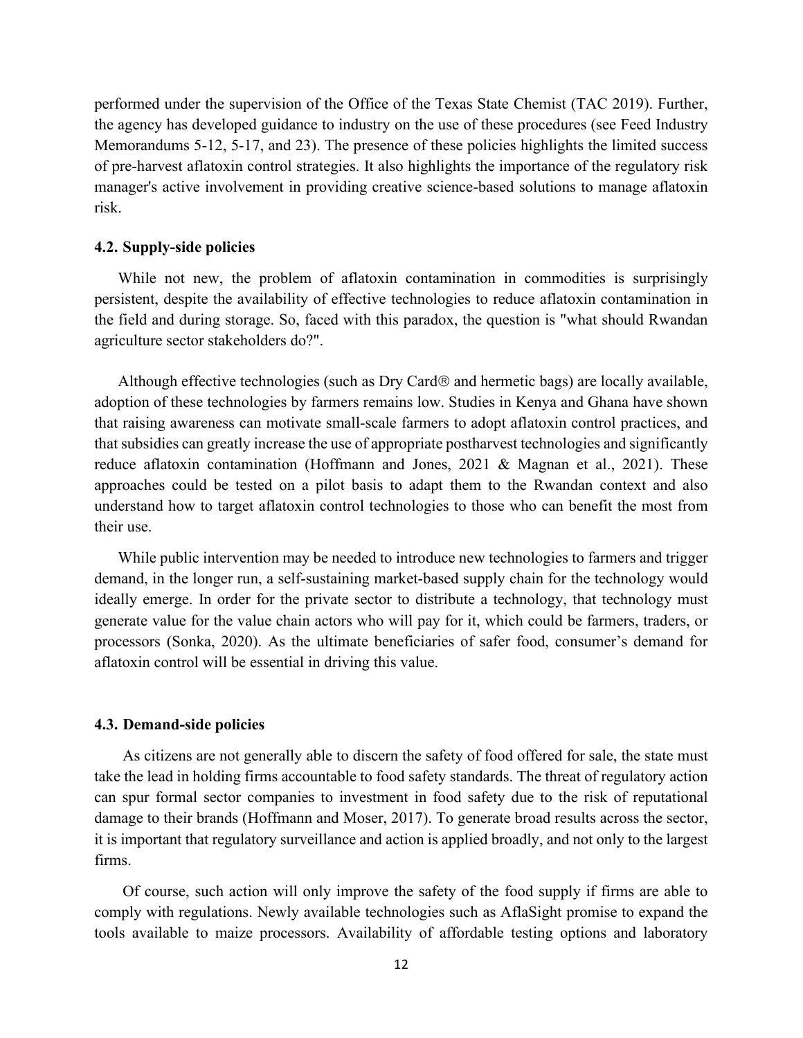performed under the supervision of the Office of the Texas State Chemist (TAC 2019). Further, the agency has developed guidance to industry on the use of these procedures (see Feed Industry Memorandums 5-12, 5-17, and 23). The presence of these policies highlights the limited success of pre-harvest aflatoxin control strategies. It also highlights the importance of the regulatory risk manager's active involvement in providing creative science-based solutions to manage aflatoxin risk.

### 4.2. Supply-side policies

While not new, the problem of aflatoxin contamination in commodities is surprisingly persistent, despite the availability of effective technologies to reduce aflatoxin contamination in the field and during storage. So, faced with this paradox, the question is "what should Rwandan agriculture sector stakeholders do?".

Although effective technologies (such as Dry Card® and hermetic bags) are locally available, adoption of these technologies by farmers remains low. Studies in Kenya and Ghana have shown that raising awareness can motivate small-scale farmers to adopt aflatoxin control practices, and that subsidies can greatly increase the use of appropriate postharvest technologies and significantly reduce aflatoxin contamination (Hoffmann and Jones, 2021 & Magnan et al., 2021). These approaches could be tested on a pilot basis to adapt them to the Rwandan context and also understand how to target aflatoxin control technologies to those who can benefit the most from their use.

While public intervention may be needed to introduce new technologies to farmers and trigger demand, in the longer run, a self-sustaining market-based supply chain for the technology would ideally emerge. In order for the private sector to distribute a technology, that technology must generate value for the value chain actors who will pay for it, which could be farmers, traders, or processors (Sonka, 2020). As the ultimate beneficiaries of safer food, consumer's demand for aflatoxin control will be essential in driving this value.

### 4.3. Demand-side policies

As citizens are not generally able to discern the safety of food offered for sale, the state must take the lead in holding firms accountable to food safety standards. The threat of regulatory action can spur formal sector companies to investment in food safety due to the risk of reputational damage to their brands (Hoffmann and Moser, 2017). To generate broad results across the sector, it is important that regulatory surveillance and action is applied broadly, and not only to the largest firms.

Of course, such action will only improve the safety of the food supply if firms are able to comply with regulations. Newly available technologies such as AflaSight promise to expand the tools available to maize processors. Availability of affordable testing options and laboratory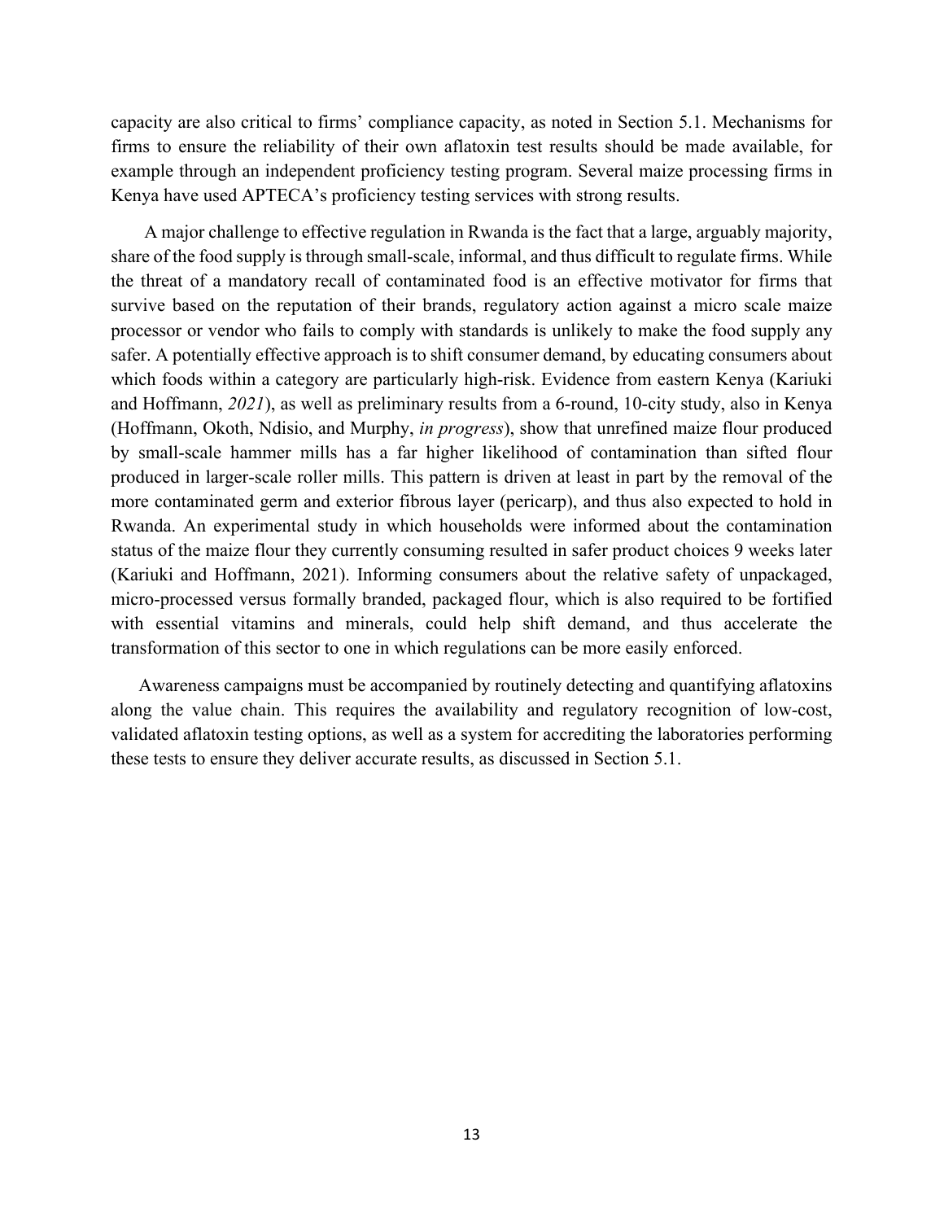capacity are also critical to firms' compliance capacity, as noted in Section 5.1. Mechanisms for firms to ensure the reliability of their own aflatoxin test results should be made available, for example through an independent proficiency testing program. Several maize processing firms in Kenya have used APTECA's proficiency testing services with strong results.

A major challenge to effective regulation in Rwanda is the fact that a large, arguably majority, share of the food supply is through small-scale, informal, and thus difficult to regulate firms. While the threat of a mandatory recall of contaminated food is an effective motivator for firms that survive based on the reputation of their brands, regulatory action against a micro scale maize processor or vendor who fails to comply with standards is unlikely to make the food supply any safer. A potentially effective approach is to shift consumer demand, by educating consumers about which foods within a category are particularly high-risk. Evidence from eastern Kenya (Kariuki and Hoffmann, *2021*), as well as preliminary results from a 6-round, 10-city study, also in Kenya (Hoffmann, Okoth, Ndisio, and Murphy, *in progress*), show that unrefined maize flour produced by small-scale hammer mills has a far higher likelihood of contamination than sifted flour produced in larger-scale roller mills. This pattern is driven at least in part by the removal of the more contaminated germ and exterior fibrous layer (pericarp), and thus also expected to hold in Rwanda. An experimental study in which households were informed about the contamination status of the maize flour they currently consuming resulted in safer product choices 9 weeks later (Kariuki and Hoffmann, 2021). Informing consumers about the relative safety of unpackaged, micro-processed versus formally branded, packaged flour, which is also required to be fortified with essential vitamins and minerals, could help shift demand, and thus accelerate the transformation of this sector to one in which regulations can be more easily enforced.

Awareness campaigns must be accompanied by routinely detecting and quantifying aflatoxins along the value chain. This requires the availability and regulatory recognition of low-cost, validated aflatoxin testing options, as well as a system for accrediting the laboratories performing these tests to ensure they deliver accurate results, as discussed in Section 5.1.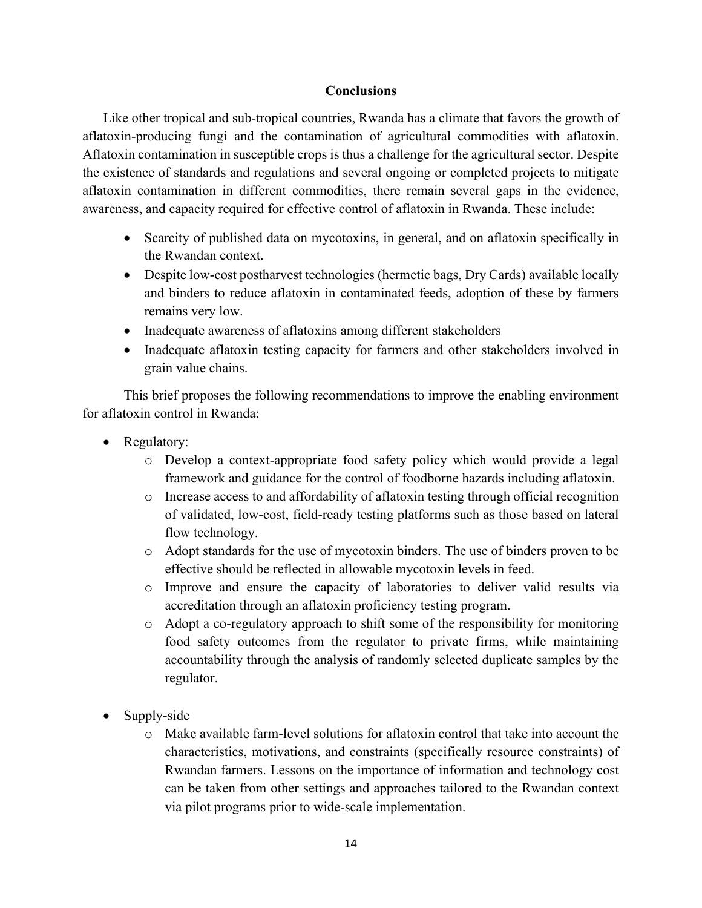## Conclusions

Like other tropical and sub-tropical countries, Rwanda has a climate that favors the growth of aflatoxin-producing fungi and the contamination of agricultural commodities with aflatoxin. Aflatoxin contamination in susceptible crops is thus a challenge for the agricultural sector. Despite the existence of standards and regulations and several ongoing or completed projects to mitigate aflatoxin contamination in different commodities, there remain several gaps in the evidence, awareness, and capacity required for effective control of aflatoxin in Rwanda. These include:

- Scarcity of published data on mycotoxins, in general, and on aflatoxin specifically in the Rwandan context.
- Despite low-cost postharvest technologies (hermetic bags, Dry Cards) available locally and binders to reduce aflatoxin in contaminated feeds, adoption of these by farmers remains very low.
- Inadequate awareness of aflatoxins among different stakeholders
- Inadequate aflatoxin testing capacity for farmers and other stakeholders involved in grain value chains.

This brief proposes the following recommendations to improve the enabling environment for aflatoxin control in Rwanda:

- Regulatory:
  - Develop a context-appropriate food safety policy which would provide a legal framework and guidance for the control of foodborne hazards including aflatoxin.
  - Increase access to and affordability of aflatoxin testing through official recognition of validated, low-cost, field-ready testing platforms such as those based on lateral flow technology.
  - Adopt standards for the use of mycotoxin binders. The use of binders proven to be effective should be reflected in allowable mycotoxin levels in feed.
  - Improve and ensure the capacity of laboratories to deliver valid results via accreditation through an aflatoxin proficiency testing program.
  - Adopt a co-regulatory approach to shift some of the responsibility for monitoring food safety outcomes from the regulator to private firms, while maintaining accountability through the analysis of randomly selected duplicate samples by the regulator.

- Supply-side
  - Make available farm-level solutions for aflatoxin control that take into account the characteristics, motivations, and constraints (specifically resource constraints) of Rwandan farmers. Lessons on the importance of information and technology cost can be taken from other settings and approaches tailored to the Rwandan context via pilot programs prior to wide-scale implementation.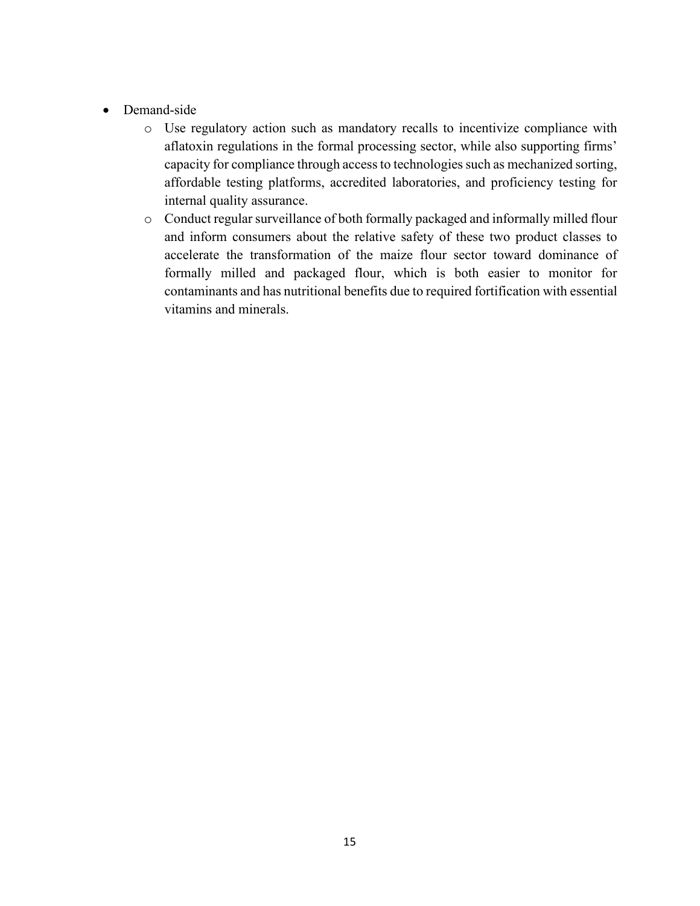- Demand-side
  - Use regulatory action such as mandatory recalls to incentivize compliance with aflatoxin regulations in the formal processing sector, while also supporting firms' capacity for compliance through access to technologies such as mechanized sorting, affordable testing platforms, accredited laboratories, and proficiency testing for internal quality assurance.
  - Conduct regular surveillance of both formally packaged and informally milled flour and inform consumers about the relative safety of these two product classes to accelerate the transformation of the maize flour sector toward dominance of formally milled and packaged flour, which is both easier to monitor for contaminants and has nutritional benefits due to required fortification with essential vitamins and minerals.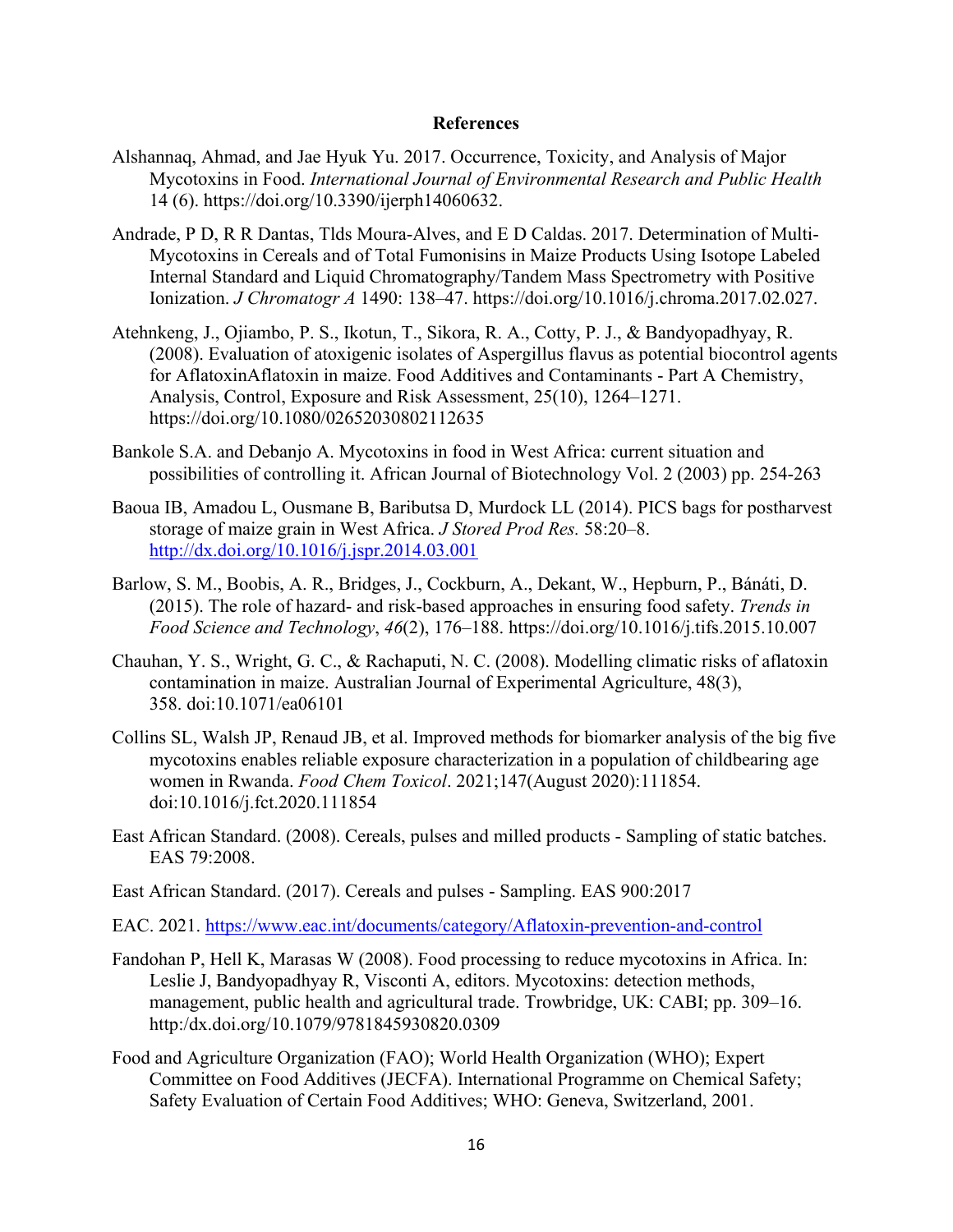# References

Alshannaq, Ahmad, and Jae Hyuk Yu. 2017. Occurrence, Toxicity, and Analysis of Major Mycotoxins in Food. *International Journal of Environmental Research and Public Health* 14 (6). https://doi.org/10.3390/ijerph14060632.

Andrade, P D, R R Dantas, Tlds Moura-Alves, and E D Caldas. 2017. Determination of Multi-Mycotoxins in Cereals and of Total Fumonisins in Maize Products Using Isotope Labeled Internal Standard and Liquid Chromatography/Tandem Mass Spectrometry with Positive Ionization. *J Chromatogr A* 1490: 138–47. https://doi.org/10.1016/j.chroma.2017.02.027.

Atehnkeng, J., Ojiambo, P. S., Ikotun, T., Sikora, R. A., Cotty, P. J., & Bandyopadhyay, R. (2008). Evaluation of atoxigenic isolates of Aspergillus flavus as potential biocontrol agents for AflatoxinAflatoxin in maize. Food Additives and Contaminants - Part A Chemistry, Analysis, Control, Exposure and Risk Assessment, 25(10), 1264–1271. https://doi.org/10.1080/02652030802112635

Bankole S.A. and Debanjo A. Mycotoxins in food in West Africa: current situation and possibilities of controlling it. African Journal of Biotechnology Vol. 2 (2003) pp. 254-263

Baoua IB, Amadou L, Ousmane B, Baributsa D, Murdock LL (2014). PICS bags for postharvest storage of maize grain in West Africa. *J Stored Prod Res.* 58:20–8. http://dx.doi.org/10.1016/j.jspr.2014.03.001

Barlow, S. M., Boobis, A. R., Bridges, J., Cockburn, A., Dekant, W., Hepburn, P., Bánáti, D. (2015). The role of hazard- and risk-based approaches in ensuring food safety. *Trends in Food Science and Technology*, *46*(2), 176–188. https://doi.org/10.1016/j.tifs.2015.10.007

Chauhan, Y. S., Wright, G. C., & Rachaputi, N. C. (2008). Modelling climatic risks of aflatoxin contamination in maize. Australian Journal of Experimental Agriculture, 48(3), 358. doi:10.1071/ea06101

Collins SL, Walsh JP, Renaud JB, et al. Improved methods for biomarker analysis of the big five mycotoxins enables reliable exposure characterization in a population of childbearing age women in Rwanda. *Food Chem Toxicol*. 2021;147(August 2020):111854. doi:10.1016/j.fct.2020.111854

East African Standard. (2008). Cereals, pulses and milled products - Sampling of static batches. EAS 79:2008.

East African Standard. (2017). Cereals and pulses - Sampling. EAS 900:2017

EAC. 2021. https://www.eac.int/documents/category/Aflatoxin-prevention-and-control

Fandohan P, Hell K, Marasas W (2008). Food processing to reduce mycotoxins in Africa. In: Leslie J, Bandyopadhyay R, Visconti A, editors. Mycotoxins: detection methods, management, public health and agricultural trade. Trowbridge, UK: CABI; pp. 309–16. http:/dx.doi.org/10.1079/9781845930820.0309

Food and Agriculture Organization (FAO); World Health Organization (WHO); Expert Committee on Food Additives (JECFA). International Programme on Chemical Safety; Safety Evaluation of Certain Food Additives; WHO: Geneva, Switzerland, 2001.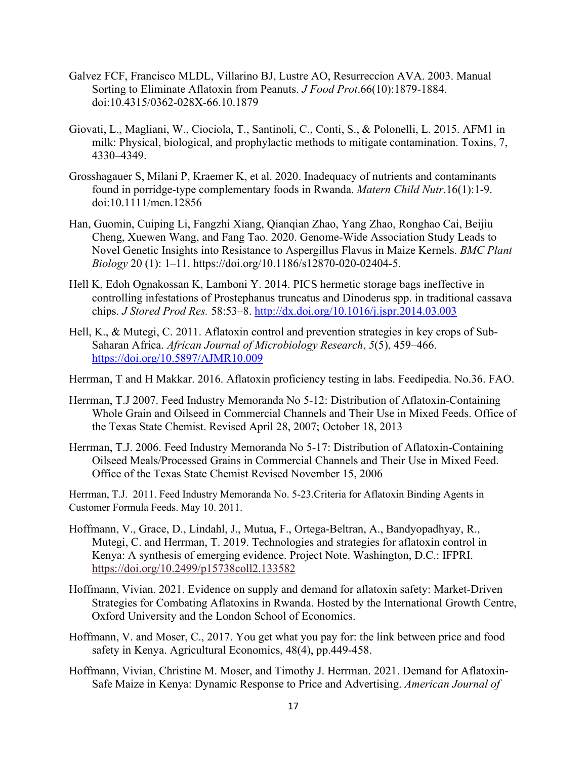Galvez FCF, Francisco MLDL, Villarino BJ, Lustre AO, Resurreccion AVA. 2003. Manual Sorting to Eliminate Aflatoxin from Peanuts. *J Food Prot*.66(10):1879-1884. doi:10.4315/0362-028X-66.10.1879

Giovati, L., Magliani, W., Ciociola, T., Santinoli, C., Conti, S., & Polonelli, L. 2015. AFM1 in milk: Physical, biological, and prophylactic methods to mitigate contamination. Toxins, 7, 4330–4349.

Grosshagauer S, Milani P, Kraemer K, et al. 2020. Inadequacy of nutrients and contaminants found in porridge-type complementary foods in Rwanda. *Matern Child Nutr*.16(1):1-9. doi:10.1111/mcn.12856

Han, Guomin, Cuiping Li, Fangzhi Xiang, Qianqian Zhao, Yang Zhao, Ronghao Cai, Beijiu Cheng, Xuewen Wang, and Fang Tao. 2020. Genome-Wide Association Study Leads to Novel Genetic Insights into Resistance to Aspergillus Flavus in Maize Kernels. *BMC Plant Biology* 20 (1): 1–11. https://doi.org/10.1186/s12870-020-02404-5.

Hell K, Edoh Ognakossan K, Lamboni Y. 2014. PICS hermetic storage bags ineffective in controlling infestations of Prostephanus truncatus and Dinoderus spp. in traditional cassava chips. *J Stored Prod Res.* 58:53–8. http://dx.doi.org/10.1016/j.jspr.2014.03.003

Hell, K., & Mutegi, C. 2011. Aflatoxin control and prevention strategies in key crops of Sub-Saharan Africa. *African Journal of Microbiology Research*, *5*(5), 459–466. https://doi.org/10.5897/AJMR10.009

Herrman, T and H Makkar. 2016. Aflatoxin proficiency testing in labs. Feedipedia. No.36. FAO.

Herrman, T.J 2007. Feed Industry Memoranda No 5-12: Distribution of Aflatoxin-Containing Whole Grain and Oilseed in Commercial Channels and Their Use in Mixed Feeds. Office of the Texas State Chemist. Revised April 28, 2007; October 18, 2013

Herrman, T.J. 2006. Feed Industry Memoranda No 5-17: Distribution of Aflatoxin-Containing Oilseed Meals/Processed Grains in Commercial Channels and Their Use in Mixed Feed. Office of the Texas State Chemist Revised November 15, 2006

Herrman, T.J. 2011. Feed Industry Memoranda No. 5-23.Criteria for Aflatoxin Binding Agents in Customer Formula Feeds. May 10. 2011.

Hoffmann, V., Grace, D., Lindahl, J., Mutua, F., Ortega-Beltran, A., Bandyopadhyay, R., Mutegi, C. and Herrman, T. 2019. Technologies and strategies for aflatoxin control in Kenya: A synthesis of emerging evidence. Project Note. Washington, D.C.: IFPRI. https://doi.org/10.2499/p15738coll2.133582

Hoffmann, Vivian. 2021. Evidence on supply and demand for aflatoxin safety: Market-Driven Strategies for Combating Aflatoxins in Rwanda. Hosted by the International Growth Centre, Oxford University and the London School of Economics.

Hoffmann, V. and Moser, C., 2017. You get what you pay for: the link between price and food safety in Kenya. Agricultural Economics, 48(4), pp.449-458.

Hoffmann, Vivian, Christine M. Moser, and Timothy J. Herrman. 2021. Demand for Aflatoxin-Safe Maize in Kenya: Dynamic Response to Price and Advertising. *American Journal of*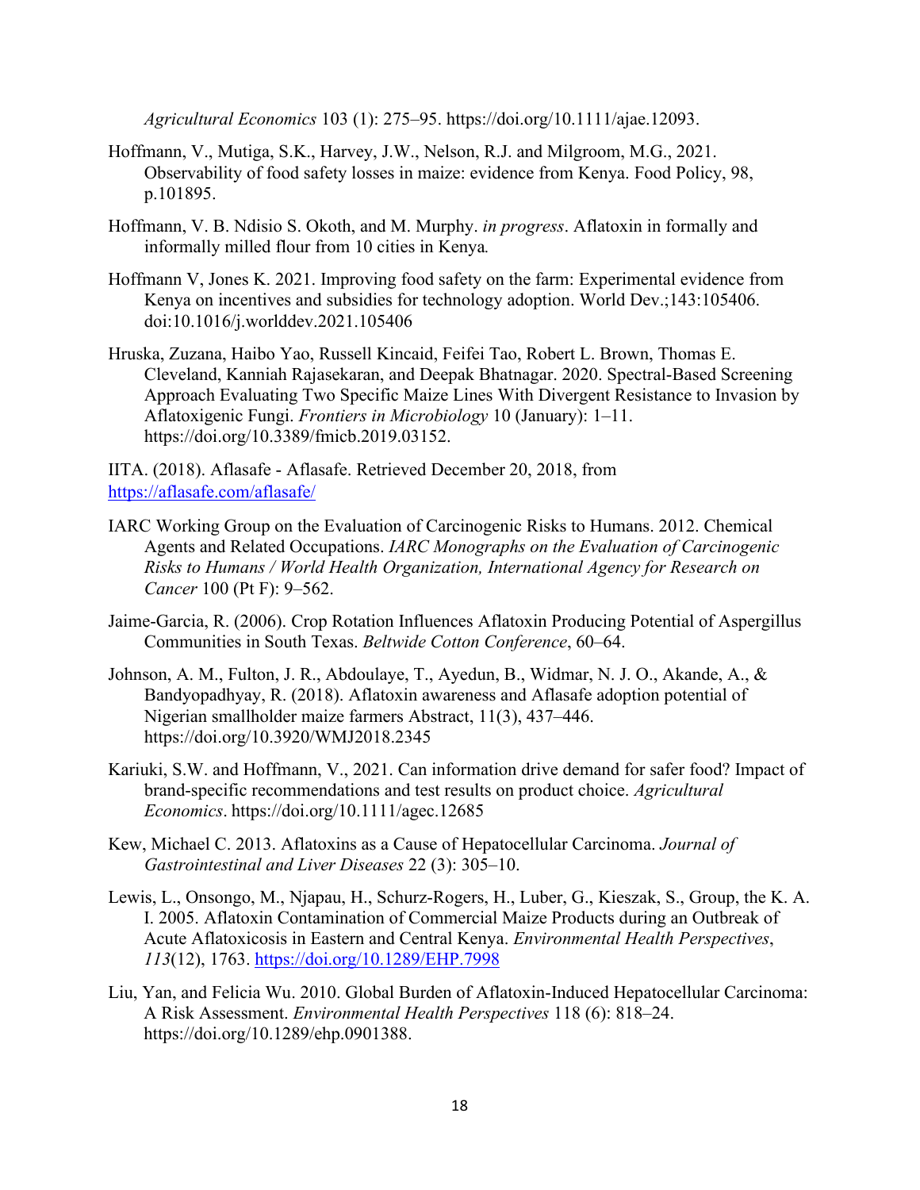*Agricultural Economics* 103 (1): 275–95. https://doi.org/10.1111/ajae.12093.

Hoffmann, V., Mutiga, S.K., Harvey, J.W., Nelson, R.J. and Milgroom, M.G., 2021. Observability of food safety losses in maize: evidence from Kenya. Food Policy, 98, p.101895.

Hoffmann, V. B. Ndisio S. Okoth, and M. Murphy. *in progress*. Aflatoxin in formally and informally milled flour from 10 cities in Kenya*.*

Hoffmann V, Jones K. 2021. Improving food safety on the farm: Experimental evidence from Kenya on incentives and subsidies for technology adoption. World Dev.;143:105406. doi:10.1016/j.worlddev.2021.105406

Hruska, Zuzana, Haibo Yao, Russell Kincaid, Feifei Tao, Robert L. Brown, Thomas E. Cleveland, Kanniah Rajasekaran, and Deepak Bhatnagar. 2020. Spectral-Based Screening Approach Evaluating Two Specific Maize Lines With Divergent Resistance to Invasion by Aflatoxigenic Fungi. *Frontiers in Microbiology* 10 (January): 1–11. https://doi.org/10.3389/fmicb.2019.03152.

IITA. (2018). Aflasafe - Aflasafe. Retrieved December 20, 2018, from https://aflasafe.com/aflasafe/

IARC Working Group on the Evaluation of Carcinogenic Risks to Humans. 2012. Chemical Agents and Related Occupations. *IARC Monographs on the Evaluation of Carcinogenic Risks to Humans / World Health Organization, International Agency for Research on Cancer* 100 (Pt F): 9–562.

Jaime-Garcia, R. (2006). Crop Rotation Influences Aflatoxin Producing Potential of Aspergillus Communities in South Texas. *Beltwide Cotton Conference*, 60–64.

Johnson, A. M., Fulton, J. R., Abdoulaye, T., Ayedun, B., Widmar, N. J. O., Akande, A., & Bandyopadhyay, R. (2018). Aflatoxin awareness and Aflasafe adoption potential of Nigerian smallholder maize farmers Abstract, 11(3), 437–446. https://doi.org/10.3920/WMJ2018.2345

Kariuki, S.W. and Hoffmann, V., 2021. Can information drive demand for safer food? Impact of brand-specific recommendations and test results on product choice. *Agricultural Economics*. https://doi.org/10.1111/agec.12685

Kew, Michael C. 2013. Aflatoxins as a Cause of Hepatocellular Carcinoma. *Journal of Gastrointestinal and Liver Diseases* 22 (3): 305–10.

Lewis, L., Onsongo, M., Njapau, H., Schurz-Rogers, H., Luber, G., Kieszak, S., Group, the K. A. I. 2005. Aflatoxin Contamination of Commercial Maize Products during an Outbreak of Acute Aflatoxicosis in Eastern and Central Kenya. *Environmental Health Perspectives*, *113*(12), 1763. https://doi.org/10.1289/EHP.7998

Liu, Yan, and Felicia Wu. 2010. Global Burden of Aflatoxin-Induced Hepatocellular Carcinoma: A Risk Assessment. *Environmental Health Perspectives* 118 (6): 818–24. https://doi.org/10.1289/ehp.0901388.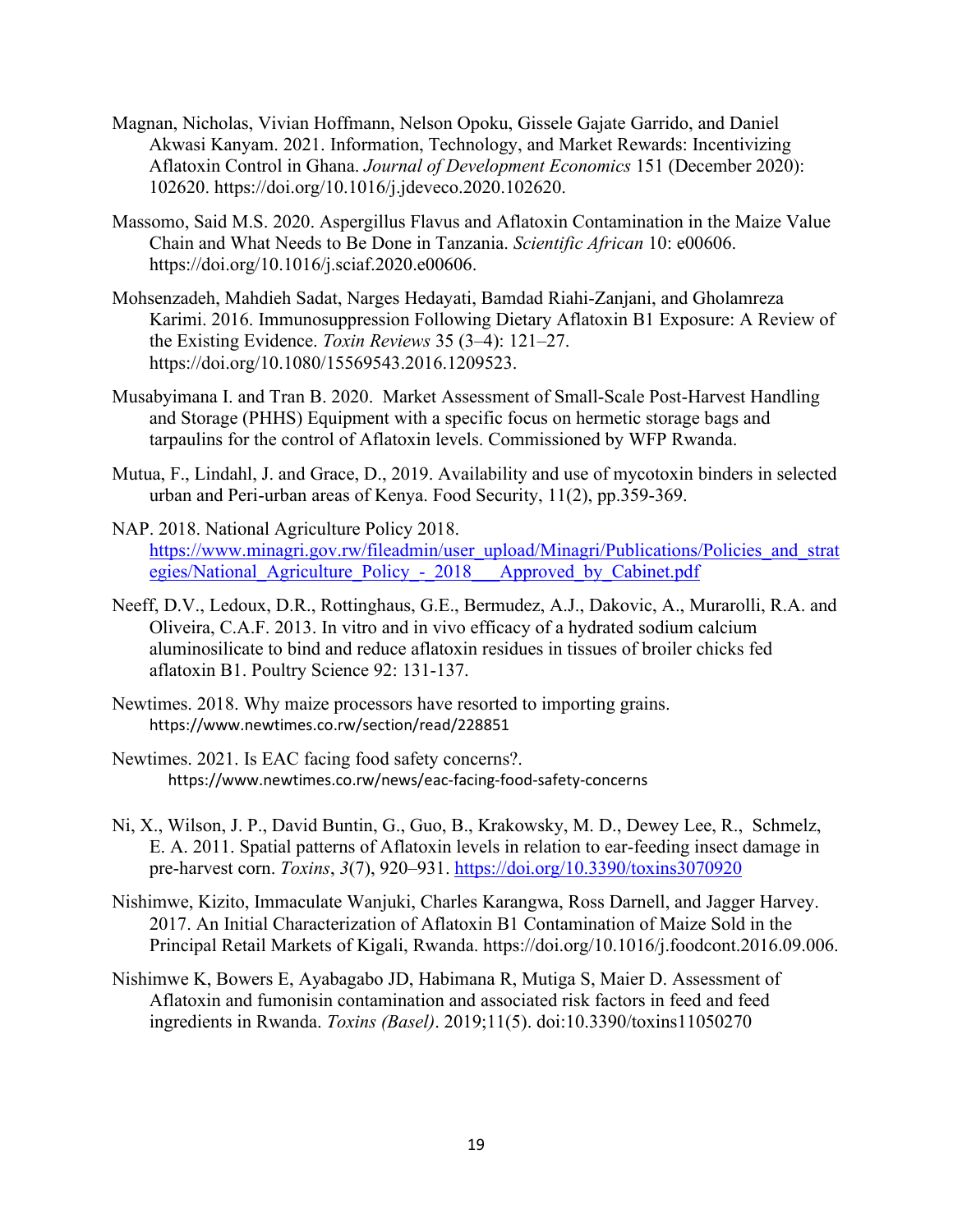Magnan, Nicholas, Vivian Hoffmann, Nelson Opoku, Gissele Gajate Garrido, and Daniel Akwasi Kanyam. 2021. Information, Technology, and Market Rewards: Incentivizing Aflatoxin Control in Ghana. *Journal of Development Economics* 151 (December 2020): 102620. https://doi.org/10.1016/j.jdeveco.2020.102620.

Massomo, Said M.S. 2020. Aspergillus Flavus and Aflatoxin Contamination in the Maize Value Chain and What Needs to Be Done in Tanzania. *Scientific African* 10: e00606. https://doi.org/10.1016/j.sciaf.2020.e00606.

Mohsenzadeh, Mahdieh Sadat, Narges Hedayati, Bamdad Riahi-Zanjani, and Gholamreza Karimi. 2016. Immunosuppression Following Dietary Aflatoxin B1 Exposure: A Review of the Existing Evidence. *Toxin Reviews* 35 (3–4): 121–27. https://doi.org/10.1080/15569543.2016.1209523.

Musabyimana I. and Tran B. 2020. Market Assessment of Small-Scale Post-Harvest Handling and Storage (PHHS) Equipment with a specific focus on hermetic storage bags and tarpaulins for the control of Aflatoxin levels. Commissioned by WFP Rwanda.

Mutua, F., Lindahl, J. and Grace, D., 2019. Availability and use of mycotoxin binders in selected urban and Peri-urban areas of Kenya. Food Security, 11(2), pp.359-369.

NAP. 2018. National Agriculture Policy 2018. https://www.minagri.gov.rw/fileadmin/user_upload/Minagri/Publications/Policies_and_strategies/National_Agriculture_Policy_-_2018___Approved_by_Cabinet.pdf

Neeff, D.V., Ledoux, D.R., Rottinghaus, G.E., Bermudez, A.J., Dakovic, A., Murarolli, R.A. and Oliveira, C.A.F. 2013. In vitro and in vivo efficacy of a hydrated sodium calcium aluminosilicate to bind and reduce aflatoxin residues in tissues of broiler chicks fed aflatoxin B1. Poultry Science 92: 131-137.

Newtimes. 2018. Why maize processors have resorted to importing grains. https://www.newtimes.co.rw/section/read/228851

Newtimes. 2021. Is EAC facing food safety concerns?. https://www.newtimes.co.rw/news/eac-facing-food-safety-concerns

Ni, X., Wilson, J. P., David Buntin, G., Guo, B., Krakowsky, M. D., Dewey Lee, R., Schmelz, E. A. 2011. Spatial patterns of Aflatoxin levels in relation to ear-feeding insect damage in pre-harvest corn. *Toxins*, *3*(7), 920–931. https://doi.org/10.3390/toxins3070920

Nishimwe, Kizito, Immaculate Wanjuki, Charles Karangwa, Ross Darnell, and Jagger Harvey. 2017. An Initial Characterization of Aflatoxin B1 Contamination of Maize Sold in the Principal Retail Markets of Kigali, Rwanda. https://doi.org/10.1016/j.foodcont.2016.09.006.

Nishimwe K, Bowers E, Ayabagabo JD, Habimana R, Mutiga S, Maier D. Assessment of Aflatoxin and fumonisin contamination and associated risk factors in feed and feed ingredients in Rwanda. *Toxins (Basel)*. 2019;11(5). doi:10.3390/toxins11050270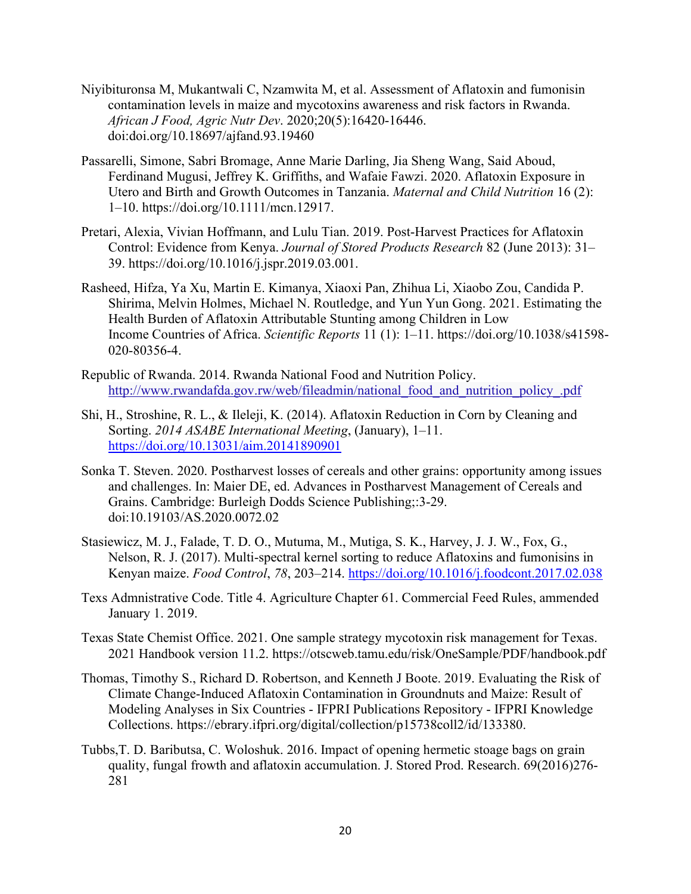Niyibituronsa M, Mukantwali C, Nzamwita M, et al. Assessment of Aflatoxin and fumonisin contamination levels in maize and mycotoxins awareness and risk factors in Rwanda. *African J Food, Agric Nutr Dev*. 2020;20(5):16420-16446. doi:doi.org/10.18697/ajfand.93.19460

Passarelli, Simone, Sabri Bromage, Anne Marie Darling, Jia Sheng Wang, Said Aboud, Ferdinand Mugusi, Jeffrey K. Griffiths, and Wafaie Fawzi. 2020. Aflatoxin Exposure in Utero and Birth and Growth Outcomes in Tanzania. *Maternal and Child Nutrition* 16 (2): 1–10. https://doi.org/10.1111/mcn.12917.

Pretari, Alexia, Vivian Hoffmann, and Lulu Tian. 2019. Post-Harvest Practices for Aflatoxin Control: Evidence from Kenya. *Journal of Stored Products Research* 82 (June 2013): 31–39. https://doi.org/10.1016/j.jspr.2019.03.001.

Rasheed, Hifza, Ya Xu, Martin E. Kimanya, Xiaoxi Pan, Zhihua Li, Xiaobo Zou, Candida P. Shirima, Melvin Holmes, Michael N. Routledge, and Yun Yun Gong. 2021. Estimating the Health Burden of Aflatoxin Attributable Stunting among Children in Low Income Countries of Africa. *Scientific Reports* 11 (1): 1–11. https://doi.org/10.1038/s41598-020-80356-4.

Republic of Rwanda. 2014. Rwanda National Food and Nutrition Policy. http://www.rwandafda.gov.rw/web/fileadmin/national_food_and_nutrition_policy_.pdf

Shi, H., Stroshine, R. L., & Ileleji, K. (2014). Aflatoxin Reduction in Corn by Cleaning and Sorting. *2014 ASABE International Meeting*, (January), 1–11. https://doi.org/10.13031/aim.20141890901

Sonka T. Steven. 2020. Postharvest losses of cereals and other grains: opportunity among issues and challenges. In: Maier DE, ed. Advances in Postharvest Management of Cereals and Grains. Cambridge: Burleigh Dodds Science Publishing;:3-29. doi:10.19103/AS.2020.0072.02

Stasiewicz, M. J., Falade, T. D. O., Mutuma, M., Mutiga, S. K., Harvey, J. J. W., Fox, G., Nelson, R. J. (2017). Multi-spectral kernel sorting to reduce Aflatoxins and fumonisins in Kenyan maize. *Food Control*, *78*, 203–214. https://doi.org/10.1016/j.foodcont.2017.02.038

Texs Admnistrative Code. Title 4. Agriculture Chapter 61. Commercial Feed Rules, ammended January 1. 2019.

Texas State Chemist Office. 2021. One sample strategy mycotoxin risk management for Texas. 2021 Handbook version 11.2. https://otscweb.tamu.edu/risk/OneSample/PDF/handbook.pdf

Thomas, Timothy S., Richard D. Robertson, and Kenneth J Boote. 2019. Evaluating the Risk of Climate Change-Induced Aflatoxin Contamination in Groundnuts and Maize: Result of Modeling Analyses in Six Countries - IFPRI Publications Repository - IFPRI Knowledge Collections. https://ebrary.ifpri.org/digital/collection/p15738coll2/id/133380.

Tubbs,T. D. Baributsa, C. Woloshuk. 2016. Impact of opening hermetic stoage bags on grain quality, fungal frowth and aflatoxin accumulation. J. Stored Prod. Research. 69(2016)276-281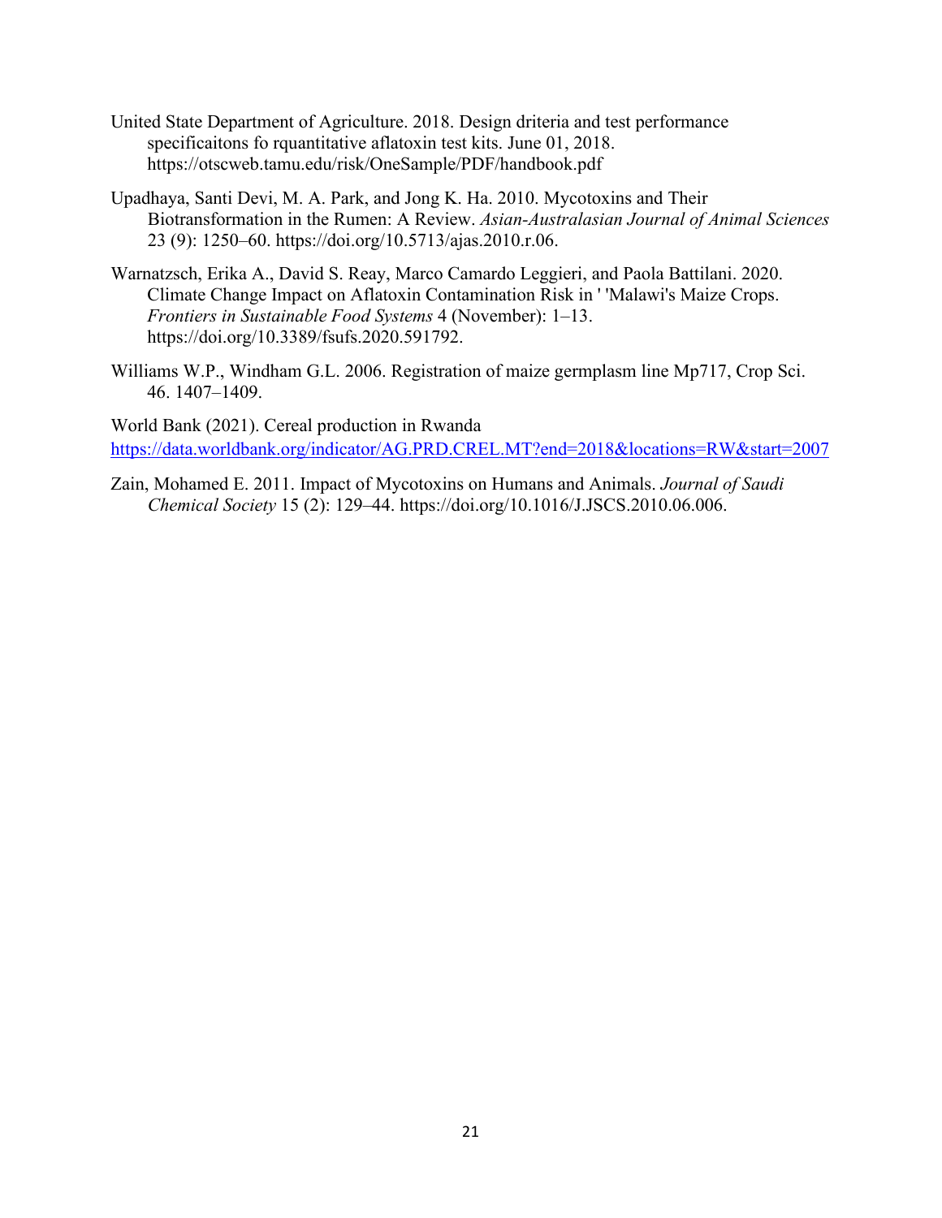United State Department of Agriculture. 2018. Design driteria and test performance specificaitons fo rquantitative aflatoxin test kits. June 01, 2018. https://otscweb.tamu.edu/risk/OneSample/PDF/handbook.pdf

Upadhaya, Santi Devi, M. A. Park, and Jong K. Ha. 2010. Mycotoxins and Their Biotransformation in the Rumen: A Review. *Asian-Australasian Journal of Animal Sciences* 23 (9): 1250–60. https://doi.org/10.5713/ajas.2010.r.06.

Warnatzsch, Erika A., David S. Reay, Marco Camardo Leggieri, and Paola Battilani. 2020. Climate Change Impact on Aflatoxin Contamination Risk in ' 'Malawi's Maize Crops. *Frontiers in Sustainable Food Systems* 4 (November): 1–13. https://doi.org/10.3389/fsufs.2020.591792.

Williams W.P., Windham G.L. 2006. Registration of maize germplasm line Mp717, Crop Sci. 46. 1407–1409.

World Bank (2021). Cereal production in Rwanda https://data.worldbank.org/indicator/AG.PRD.CREL.MT?end=2018&locations=RW&start=2007

Zain, Mohamed E. 2011. Impact of Mycotoxins on Humans and Animals. *Journal of Saudi Chemical Society* 15 (2): 129–44. https://doi.org/10.1016/J.JSCS.2010.06.006.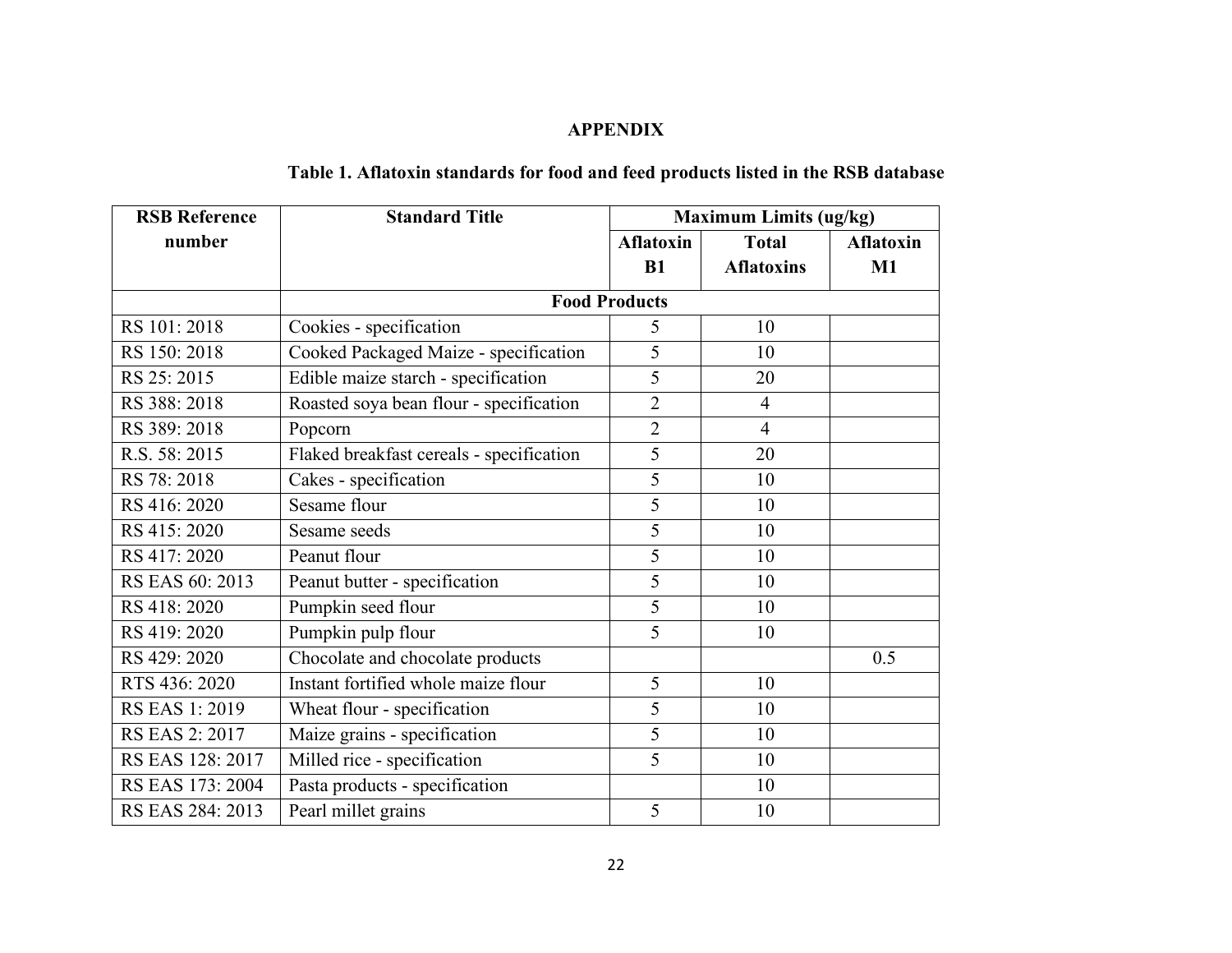## APPENDIX

### Table 1. Aflatoxin standards for food and feed products listed in the RSB database

| RSB Reference number | Standard Title | Maximum Limits (ug/kg) | | |
|---|---|---|---|---|
| | | Aflatoxin B1 | Total Aflatoxins | Aflatoxin M1 |
| | **Food Products** | | | |
| RS 101: 2018 | Cookies - specification | 5 | 10 | |
| RS 150: 2018 | Cooked Packaged Maize - specification | 5 | 10 | |
| RS 25: 2015 | Edible maize starch - specification | 5 | 20 | |
| RS 388: 2018 | Roasted soya bean flour - specification | 2 | 4 | |
| RS 389: 2018 | Popcorn | 2 | 4 | |
| R.S. 58: 2015 | Flaked breakfast cereals - specification | 5 | 20 | |
| RS 78: 2018 | Cakes - specification | 5 | 10 | |
| RS 416: 2020 | Sesame flour | 5 | 10 | |
| RS 415: 2020 | Sesame seeds | 5 | 10 | |
| RS 417: 2020 | Peanut flour | 5 | 10 | |
| RS EAS 60: 2013 | Peanut butter - specification | 5 | 10 | |
| RS 418: 2020 | Pumpkin seed flour | 5 | 10 | |
| RS 419: 2020 | Pumpkin pulp flour | 5 | 10 | |
| RS 429: 2020 | Chocolate and chocolate products | | | 0.5 |
| RTS 436: 2020 | Instant fortified whole maize flour | 5 | 10 | |
| RS EAS 1: 2019 | Wheat flour - specification | 5 | 10 | |
| RS EAS 2: 2017 | Maize grains - specification | 5 | 10 | |
| RS EAS 128: 2017 | Milled rice - specification | 5 | 10 | |
| RS EAS 173: 2004 | Pasta products - specification | | 10 | |
| RS EAS 284: 2013 | Pearl millet grains | 5 | 10 | |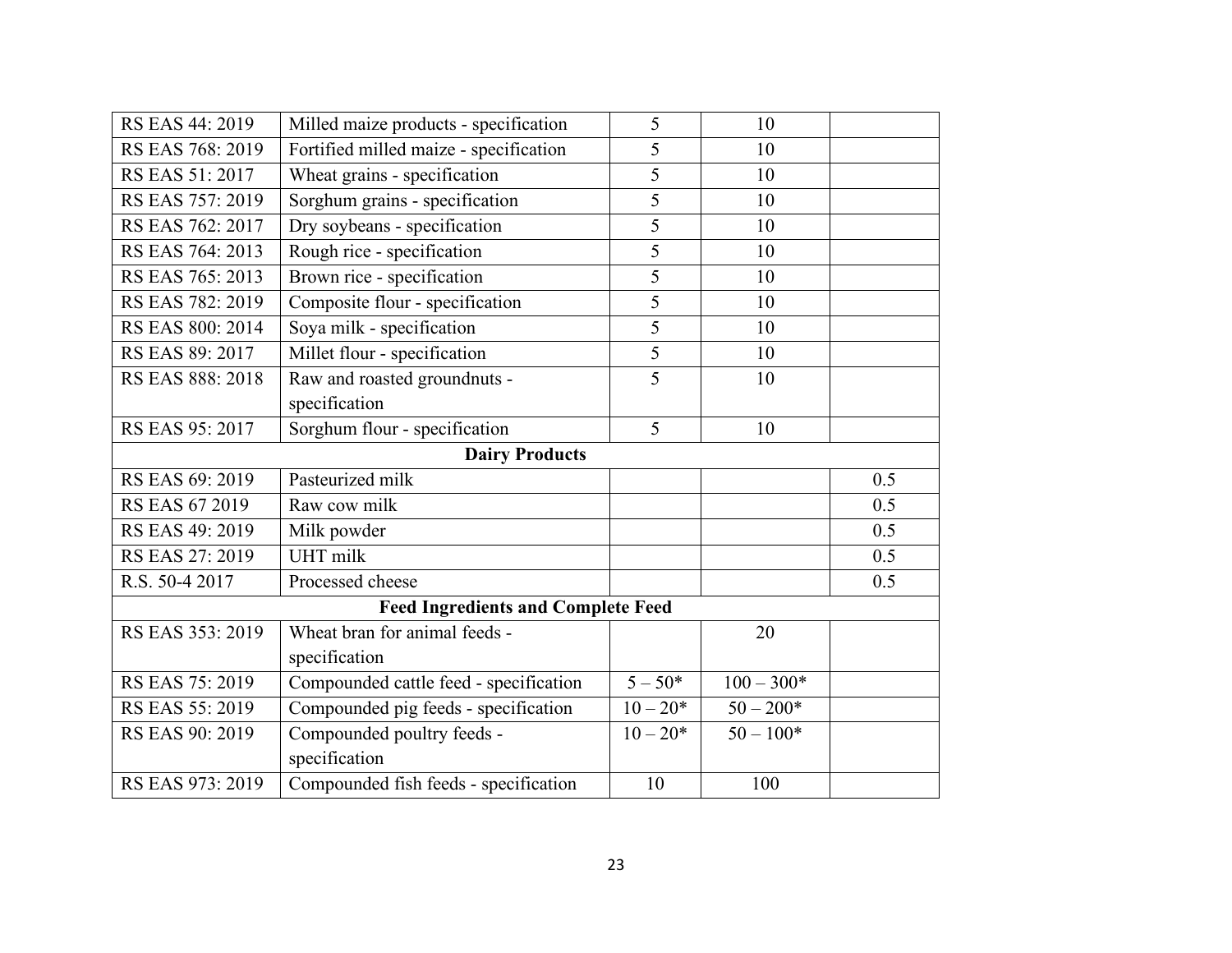| | | | | |
|---|---|---|---|---|
| RS EAS 44: 2019 | Milled maize products - specification | 5 | 10 | |
| RS EAS 768: 2019 | Fortified milled maize - specification | 5 | 10 | |
| RS EAS 51: 2017 | Wheat grains - specification | 5 | 10 | |
| RS EAS 757: 2019 | Sorghum grains - specification | 5 | 10 | |
| RS EAS 762: 2017 | Dry soybeans - specification | 5 | 10 | |
| RS EAS 764: 2013 | Rough rice - specification | 5 | 10 | |
| RS EAS 765: 2013 | Brown rice - specification | 5 | 10 | |
| RS EAS 782: 2019 | Composite flour - specification | 5 | 10 | |
| RS EAS 800: 2014 | Soya milk - specification | 5 | 10 | |
| RS EAS 89: 2017 | Millet flour - specification | 5 | 10 | |
| RS EAS 888: 2018 | Raw and roasted groundnuts - specification | 5 | 10 | |
| RS EAS 95: 2017 | Sorghum flour - specification | 5 | 10 | |
| **Dairy Products** | | | | |
| RS EAS 69: 2019 | Pasteurized milk | | | 0.5 |
| RS EAS 67 2019 | Raw cow milk | | | 0.5 |
| RS EAS 49: 2019 | Milk powder | | | 0.5 |
| RS EAS 27: 2019 | UHT milk | | | 0.5 |
| R.S. 50-4 2017 | Processed cheese | | | 0.5 |
| **Feed Ingredients and Complete Feed** | | | | |
| RS EAS 353: 2019 | Wheat bran for animal feeds - specification | | 20 | |
| RS EAS 75: 2019 | Compounded cattle feed - specification | 5 – 50* | 100 – 300* | |
| RS EAS 55: 2019 | Compounded pig feeds - specification | 10 – 20* | 50 – 200* | |
| RS EAS 90: 2019 | Compounded poultry feeds - specification | 10 – 20* | 50 – 100* | |
| RS EAS 973: 2019 | Compounded fish feeds - specification | 10 | 100 | |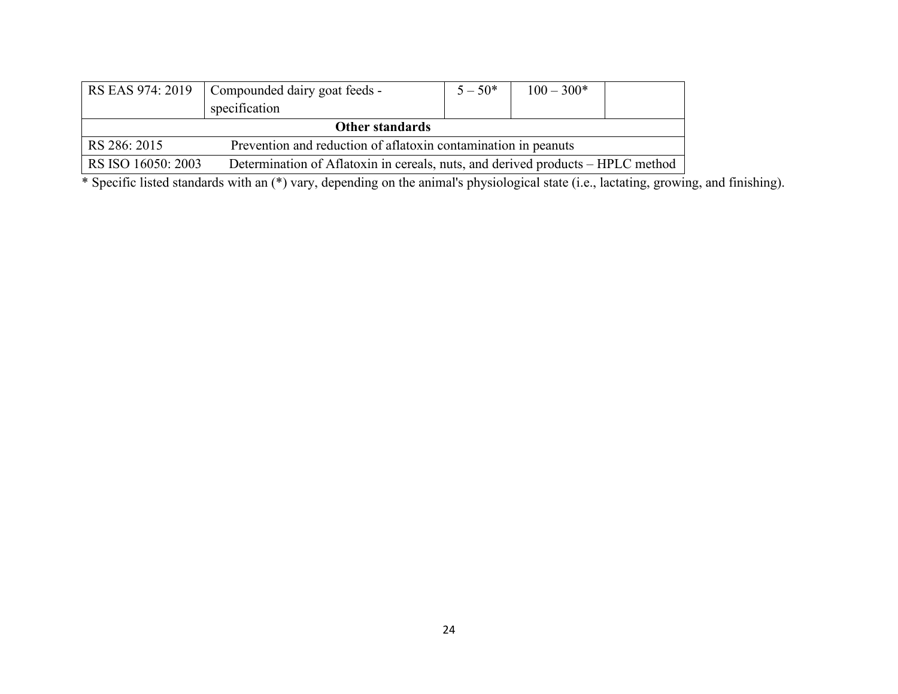| RS EAS 974: 2019 | Compounded dairy goat feeds - specification | 5 – 50* | 100 – 300* | |
|---|---|---|---|---|
| **Other standards** | | | | |
| RS 286: 2015 | Prevention and reduction of aflatoxin contamination in peanuts | | | |
| RS ISO 16050: 2003 | Determination of Aflatoxin in cereals, nuts, and derived products – HPLC method | | | |

* Specific listed standards with an (*) vary, depending on the animal's physiological state (i.e., lactating, growing, and finishing).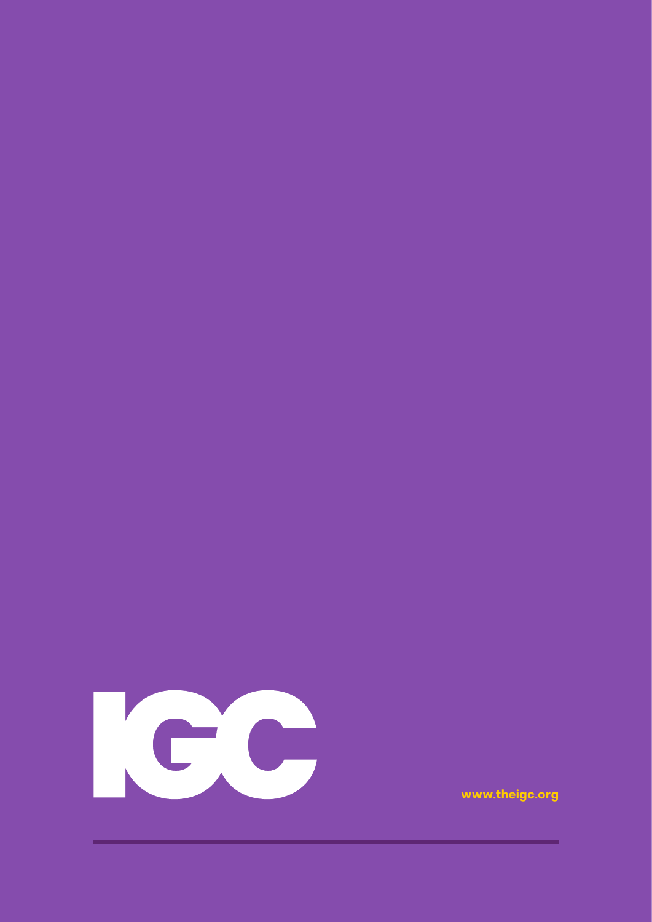IGC

www.theigc.org